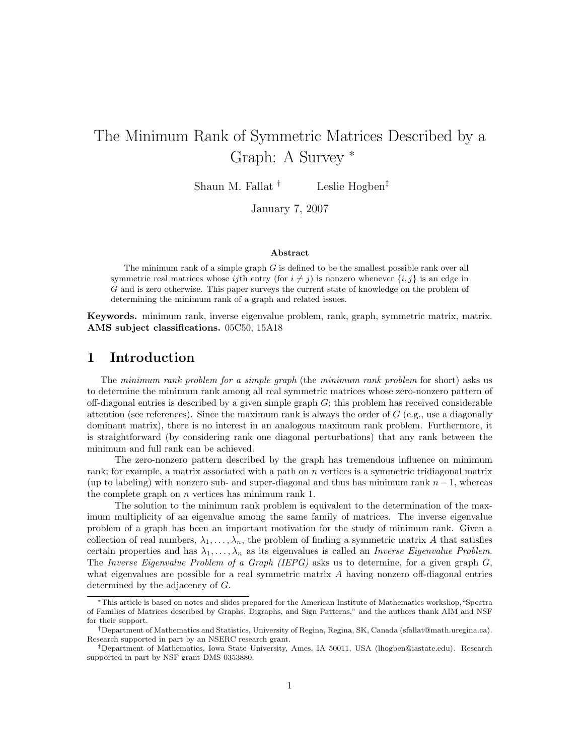# The Minimum Rank of Symmetric Matrices Described by a Graph: A Survey *

Shaun M. Fallat † Leslie Hogben‡

January 7, 2007

### Abstract

The minimum rank of a simple graph $G$ is defined to be the smallest possible rank over all symmetric real matrices whose $ij$th entry (for $i \neq j$) is nonzero whenever $\{i, j\}$ is an edge in $G$ and is zero otherwise. This paper surveys the current state of knowledge on the problem of determining the minimum rank of a graph and related issues.

**Keywords.** minimum rank, inverse eigenvalue problem, rank, graph, symmetric matrix, matrix.
**AMS subject classifications.** 05C50, 15A18

## 1 Introduction

The *minimum rank problem for a simple graph* (the *minimum rank problem* for short) asks us to determine the minimum rank among all real symmetric matrices whose zero-nonzero pattern of off-diagonal entries is described by a given simple graph $G$; this problem has received considerable attention (see references). Since the maximum rank is always the order of $G$ (e.g., use a diagonally dominant matrix), there is no interest in an analogous maximum rank problem. Furthermore, it is straightforward (by considering rank one diagonal perturbations) that any rank between the minimum and full rank can be achieved.

The zero-nonzero pattern described by the graph has tremendous influence on minimum rank; for example, a matrix associated with a path on $n$ vertices is a symmetric tridiagonal matrix (up to labeling) with nonzero sub- and super-diagonal and thus has minimum rank $n - 1$, whereas the complete graph on $n$ vertices has minimum rank 1.

The solution to the minimum rank problem is equivalent to the determination of the maximum multiplicity of an eigenvalue among the same family of matrices. The inverse eigenvalue problem of a graph has been an important motivation for the study of minimum rank. Given a collection of real numbers, $\lambda_1, \ldots, \lambda_n$, the problem of finding a symmetric matrix $A$ that satisfies certain properties and has $\lambda_1, \ldots, \lambda_n$ as its eigenvalues is called an *Inverse Eigenvalue Problem*. The *Inverse Eigenvalue Problem of a Graph (IEPG)* asks us to determine, for a given graph $G$, what eigenvalues are possible for a real symmetric matrix $A$ having nonzero off-diagonal entries determined by the adjacency of $G$.

*This article is based on notes and slides prepared for the American Institute of Mathematics workshop, "Spectra of Families of Matrices described by Graphs, Digraphs, and Sign Patterns," and the authors thank AIM and NSF for their support.

†Department of Mathematics and Statistics, University of Regina, Regina, SK, Canada (sfallat@math.uregina.ca). Research supported in part by an NSERC research grant.

‡Department of Mathematics, Iowa State University, Ames, IA 50011, USA (lhogben@iastate.edu). Research supported in part by NSF grant DMS 0353880.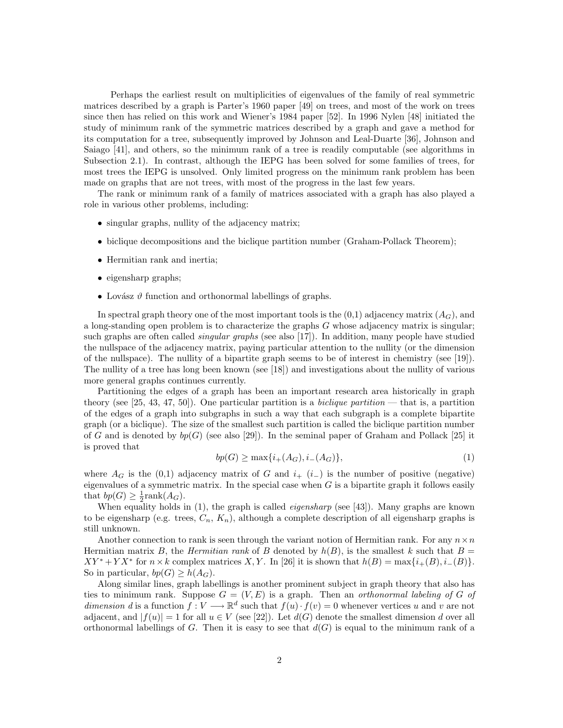Perhaps the earliest result on multiplicities of eigenvalues of the family of real symmetric matrices described by a graph is Parter's 1960 paper [49] on trees, and most of the work on trees since then has relied on this work and Wiener's 1984 paper [52]. In 1996 Nylen [48] initiated the study of minimum rank of the symmetric matrices described by a graph and gave a method for its computation for a tree, subsequently improved by Johnson and Leal-Duarte [36], Johnson and Saiago [41], and others, so the minimum rank of a tree is readily computable (see algorithms in Subsection 2.1). In contrast, although the IEPG has been solved for some families of trees, for most trees the IEPG is unsolved. Only limited progress on the minimum rank problem has been made on graphs that are not trees, with most of the progress in the last few years.

The rank or minimum rank of a family of matrices associated with a graph has also played a role in various other problems, including:

- singular graphs, nullity of the adjacency matrix;
- biclique decompositions and the biclique partition number (Graham-Pollack Theorem);
- Hermitian rank and inertia;
- eigensharp graphs;
- Lovász $\vartheta$ function and orthonormal labellings of graphs.

In spectral graph theory one of the most important tools is the (0,1) adjacency matrix ($A_G$), and a long-standing open problem is to characterize the graphs $G$ whose adjacency matrix is singular; such graphs are often called *singular graphs* (see also [17]). In addition, many people have studied the nullspace of the adjacency matrix, paying particular attention to the nullity (or the dimension of the nullspace). The nullity of a bipartite graph seems to be of interest in chemistry (see [19]). The nullity of a tree has long been known (see [18]) and investigations about the nullity of various more general graphs continues currently.

Partitioning the edges of a graph has been an important research area historically in graph theory (see [25, 43, 47, 50]). One particular partition is a *biclique partition* — that is, a partition of the edges of a graph into subgraphs in such a way that each subgraph is a complete bipartite graph (or a biclique). The size of the smallest such partition is called the biclique partition number of $G$ and is denoted by $bp(G)$ (see also [29]). In the seminal paper of Graham and Pollack [25] it is proved that

$$bp(G) \geq \max\{i_+(A_G), i_-(A_G)\}, \tag{1}$$

where $A_G$ is the (0,1) adjacency matrix of $G$ and $i_+$ ($i_-$) is the number of positive (negative) eigenvalues of a symmetric matrix. In the special case when $G$ is a bipartite graph it follows easily that $bp(G) \geq \frac{1}{2}\text{rank}(A_G)$.

When equality holds in (1), the graph is called *eigensharp* (see [43]). Many graphs are known to be eigensharp (e.g. trees, $C_n$, $K_n$), although a complete description of all eigensharp graphs is still unknown.

Another connection to rank is seen through the variant notion of Hermitian rank. For any $n \times n$ Hermitian matrix $B$, the *Hermitian rank* of $B$ denoted by $h(B)$, is the smallest $k$ such that $B = XY^* + YX^*$ for $n \times k$ complex matrices $X, Y$. In [26] it is shown that $h(B) = \max\{i_+(B), i_-(B)\}$. So in particular, $bp(G) \geq h(A_G)$.

Along similar lines, graph labellings is another prominent subject in graph theory that also has ties to minimum rank. Suppose $G = (V, E)$ is a graph. Then an *orthonormal labeling of $G$ of dimension $d$* is a function $f : V \longrightarrow \mathbb{R}^d$ such that $f(u) \cdot f(v) = 0$ whenever vertices $u$ and $v$ are not adjacent, and $|f(u)| = 1$ for all $u \in V$ (see [22]). Let $d(G)$ denote the smallest dimension $d$ over all orthonormal labellings of $G$. Then it is easy to see that $d(G)$ is equal to the minimum rank of a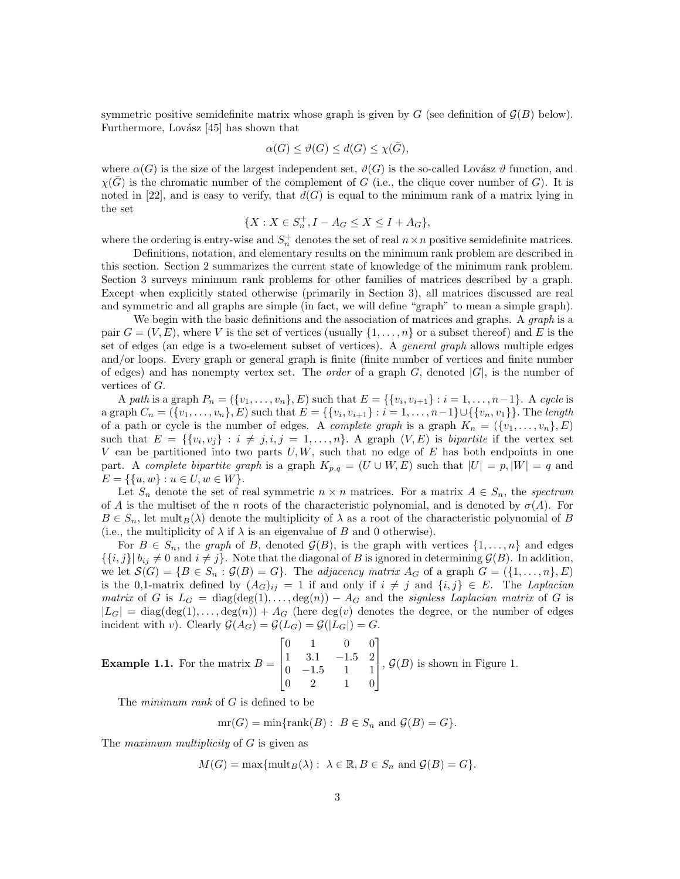symmetric positive semidefinite matrix whose graph is given by $G$ (see definition of $\mathcal{G}(B)$ below). Furthermore, Lovász [45] has shown that

$$\alpha(G) \leq \vartheta(G) \leq d(G) \leq \chi(\bar{G}),$$

where $\alpha(G)$ is the size of the largest independent set, $\vartheta(G)$ is the so-called Lovász $\vartheta$ function, and $\chi(\bar{G})$ is the chromatic number of the complement of $G$ (i.e., the clique cover number of $G$). It is noted in [22], and is easy to verify, that $d(G)$ is equal to the minimum rank of a matrix lying in the set

$$\{X : X \in S_n^+, I - A_G \leq X \leq I + A_G\},$$

where the ordering is entry-wise and $S_n^+$ denotes the set of real $n \times n$ positive semidefinite matrices.

Definitions, notation, and elementary results on the minimum rank problem are described in this section. Section 2 summarizes the current state of knowledge of the minimum rank problem. Section 3 surveys minimum rank problems for other families of matrices described by a graph. Except when explicitly stated otherwise (primarily in Section 3), all matrices discussed are real and symmetric and all graphs are simple (in fact, we will define "graph" to mean a simple graph).

We begin with the basic definitions and the association of matrices and graphs. A *graph* is a pair $G = (V, E)$, where $V$ is the set of vertices (usually $\{1, \ldots, n\}$ or a subset thereof) and $E$ is the set of edges (an edge is a two-element subset of vertices). A *general graph* allows multiple edges and/or loops. Every graph or general graph is finite (finite number of vertices and finite number of edges) and has nonempty vertex set. The *order* of a graph $G$, denoted $|G|$, is the number of vertices of $G$.

A *path* is a graph $P_n = (\{v_1, \ldots, v_n\}, E)$ such that $E = \{\{v_i, v_{i+1}\} : i = 1, \ldots, n-1\}$. A *cycle* is a graph $C_n = (\{v_1, \ldots, v_n\}, E)$ such that $E = \{\{v_i, v_{i+1}\} : i = 1, \ldots, n-1\} \cup \{\{v_n, v_1\}\}$. The *length* of a path or cycle is the number of edges. A *complete graph* is a graph $K_n = (\{v_1, \ldots, v_n\}, E)$ such that $E = \{\{v_i, v_j\} : i \neq j, i, j = 1, \ldots, n\}$. A graph $(V, E)$ is *bipartite* if the vertex set $V$ can be partitioned into two parts $U, W$, such that no edge of $E$ has both endpoints in one part. A *complete bipartite graph* is a graph $K_{p,q} = (U \cup W, E)$ such that $|U| = p, |W| = q$ and $E = \{\{u, w\} : u \in U, w \in W\}$.

Let $S_n$ denote the set of real symmetric $n \times n$ matrices. For a matrix $A \in S_n$, the *spectrum* of $A$ is the multiset of the $n$ roots of the characteristic polynomial, and is denoted by $\sigma(A)$. For $B \in S_n$, let $\text{mult}_B(\lambda)$ denote the multiplicity of $\lambda$ as a root of the characteristic polynomial of $B$ (i.e., the multiplicity of $\lambda$ if $\lambda$ is an eigenvalue of $B$ and 0 otherwise).

For $B \in S_n$, the *graph* of $B$, denoted $\mathcal{G}(B)$, is the graph with vertices $\{1, \ldots, n\}$ and edges $\{\{i, j\} | \, b_{ij} \neq 0 \text{ and } i \neq j\}$. Note that the diagonal of $B$ is ignored in determining $\mathcal{G}(B)$. In addition, we let $\mathcal{S}(G) = \{B \in S_n : \mathcal{G}(B) = G\}$. The *adjacency matrix* $A_G$ of a graph $G = (\{1, \ldots, n\}, E)$ is the 0,1-matrix defined by $(A_G)_{ij} = 1$ if and only if $i \neq j$ and $\{i, j\} \in E$. The *Laplacian matrix* of $G$ is $L_G = \text{diag}(\deg(1), \ldots, \deg(n)) - A_G$ and the *signless Laplacian matrix* of $G$ is $|L_G| = \text{diag}(\deg(1), \ldots, \deg(n)) + A_G$ (here $\deg(v)$ denotes the degree, or the number of edges incident with $v$). Clearly $\mathcal{G}(A_G) = \mathcal{G}(L_G) = \mathcal{G}(|L_G|) = G$.

**Example 1.1.** For the matrix $B = \begin{bmatrix} 0 & 1 & 0 & 0 \\ 1 & 3.1 & -1.5 & 2 \\ 0 & -1.5 & 1 & 1 \\ 0 & 2 & 1 & 0 \end{bmatrix}$, $\mathcal{G}(B)$ is shown in Figure 1.

The *minimum rank* of $G$ is defined to be

$$\text{mr}(G) = \min\{\text{rank}(B) : \; B \in S_n \text{ and } \mathcal{G}(B) = G\}.$$

The *maximum multiplicity* of $G$ is given as

$$M(G) = \max\{\text{mult}_B(\lambda) : \; \lambda \in \mathbb{R}, B \in S_n \text{ and } \mathcal{G}(B) = G\}.$$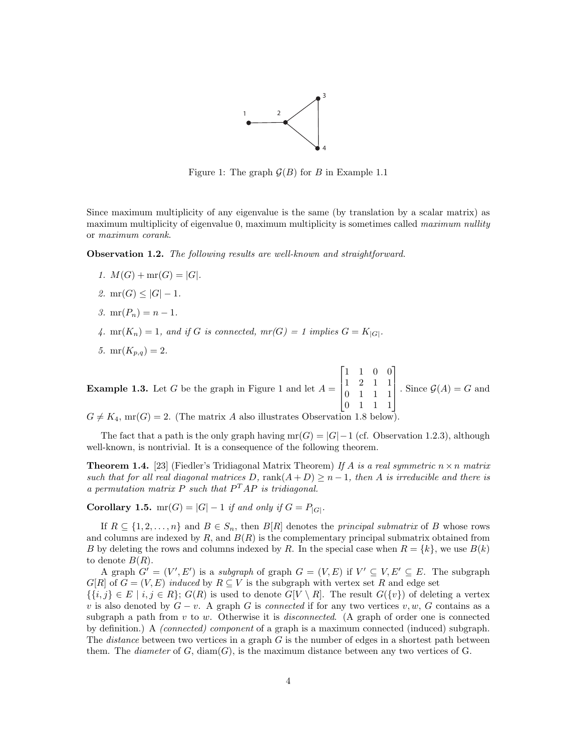Figure 1: The graph $\mathcal{G}(B)$ for $B$ in Example 1.1

Since maximum multiplicity of any eigenvalue is the same (by translation by a scalar matrix) as maximum multiplicity of eigenvalue 0, maximum multiplicity is sometimes called *maximum nullity* or *maximum corank*.

**Observation 1.2.** *The following results are well-known and straightforward.*

1. $M(G) + \mathrm{mr}(G) = |G|$.
2. $\mathrm{mr}(G) \leq |G| - 1$.
3. $\mathrm{mr}(P_n) = n - 1$.
4. $\mathrm{mr}(K_n) = 1$, *and if $G$ is connected, $mr(G) = 1$ implies $G = K_{|G|}$.*
5. $\mathrm{mr}(K_{p,q}) = 2$.

**Example 1.3.** Let $G$ be the graph in Figure 1 and let $A = \begin{bmatrix} 1 & 1 & 0 & 0 \\ 1 & 2 & 1 & 1 \\ 0 & 1 & 1 & 1 \\ 0 & 1 & 1 & 1 \end{bmatrix}$. Since $\mathcal{G}(A) = G$ and $G \neq K_4$, $\mathrm{mr}(G) = 2$. (The matrix $A$ also illustrates Observation 1.8 below).

The fact that a path is the only graph having $\mathrm{mr}(G) = |G| - 1$ (cf. Observation 1.2.3), although well-known, is nontrivial. It is a consequence of the following theorem.

**Theorem 1.4.** [23] (Fiedler's Tridiagonal Matrix Theorem) *If $A$ is a real symmetric $n \times n$ matrix such that for all real diagonal matrices $D$, $\mathrm{rank}(A + D) \geq n - 1$, then $A$ is irreducible and there is a permutation matrix $P$ such that $P^T AP$ is tridiagonal.*

**Corollary 1.5.** $\mathrm{mr}(G) = |G| - 1$ *if and only if* $G = P_{|G|}$.

If $R \subseteq \{1, 2, \ldots, n\}$ and $B \in S_n$, then $B[R]$ denotes the *principal submatrix* of $B$ whose rows and columns are indexed by $R$, and $B(R)$ is the complementary principal submatrix obtained from $B$ by deleting the rows and columns indexed by $R$. In the special case when $R = \{k\}$, we use $B(k)$ to denote $B(R)$.

A graph $G' = (V', E')$ is a *subgraph* of graph $G = (V, E)$ if $V' \subseteq V, E' \subseteq E$. The subgraph $G[R]$ of $G = (V, E)$ *induced* by $R \subseteq V$ is the subgraph with vertex set $R$ and edge set $\{\{i, j\} \in E \mid i, j \in R\}$; $G(R)$ is used to denote $G[V \setminus R]$. The result $G(\{v\})$ of deleting a vertex $v$ is also denoted by $G - v$. A graph $G$ is *connected* if for any two vertices $v, w$, $G$ contains as a subgraph a path from $v$ to $w$. Otherwise it is *disconnected*. (A graph of order one is connected by definition.) A *(connected) component* of a graph is a maximum connected (induced) subgraph. The *distance* between two vertices in a graph $G$ is the number of edges in a shortest path between them. The *diameter* of $G$, $\mathrm{diam}(G)$, is the maximum distance between any two vertices of G.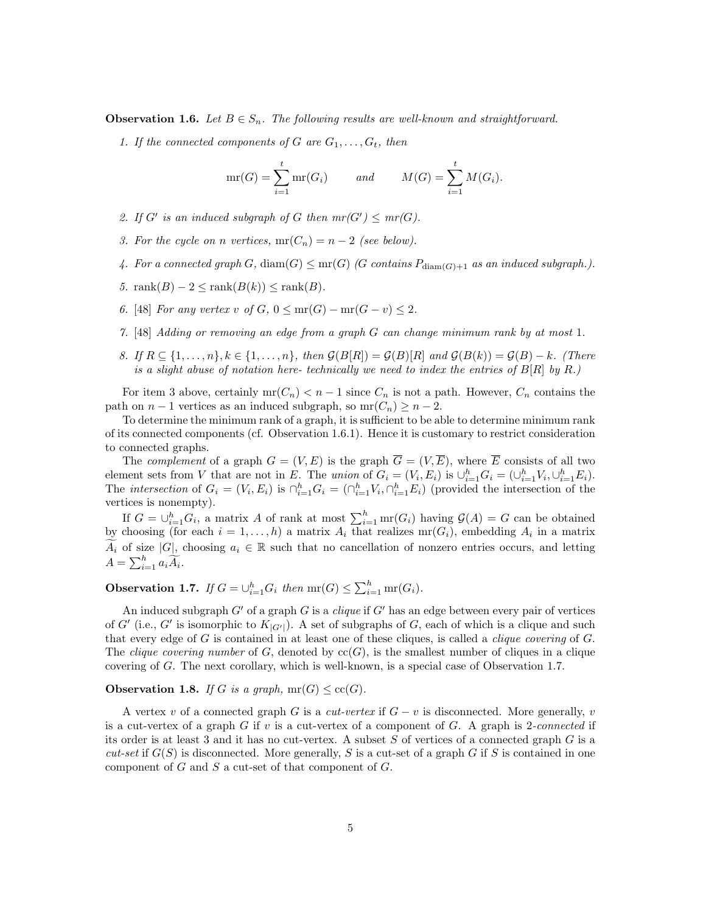**Observation 1.6.** *Let $B \in S_n$. The following results are well-known and straightforward.*

1. *If the connected components of $G$ are $G_1, \ldots, G_t$, then*

$$\operatorname{mr}(G) = \sum_{i=1}^{t} \operatorname{mr}(G_i) \qquad \text{and} \qquad M(G) = \sum_{i=1}^{t} M(G_i).$$

2. *If $G'$ is an induced subgraph of $G$ then $mr(G') \leq mr(G)$.*
3. *For the cycle on $n$ vertices, $\operatorname{mr}(C_n) = n - 2$ (see below).*
4. *For a connected graph $G$, $\operatorname{diam}(G) \leq \operatorname{mr}(G)$ ($G$ contains $P_{\operatorname{diam}(G)+1}$ as an induced subgraph.).*
5. $\operatorname{rank}(B) - 2 \leq \operatorname{rank}(B(k)) \leq \operatorname{rank}(B)$.
6. [48] *For any vertex $v$ of $G$, $0 \leq \operatorname{mr}(G) - \operatorname{mr}(G - v) \leq 2$.*
7. [48] *Adding or removing an edge from a graph $G$ can change minimum rank by at most 1.*
8. *If $R \subseteq \{1, \ldots, n\}, k \in \{1, \ldots, n\}$, then $\mathcal{G}(B[R]) = \mathcal{G}(B)[R]$ and $\mathcal{G}(B(k)) = \mathcal{G}(B) - k$. (There is a slight abuse of notation here- technically we need to index the entries of $B[R]$ by $R$.)*

For item 3 above, certainly $\operatorname{mr}(C_n) < n - 1$ since $C_n$ is not a path. However, $C_n$ contains the path on $n - 1$ vertices as an induced subgraph, so $\operatorname{mr}(C_n) \geq n - 2$.

To determine the minimum rank of a graph, it is sufficient to be able to determine minimum rank of its connected components (cf. Observation 1.6.1). Hence it is customary to restrict consideration to connected graphs.

The *complement* of a graph $G = (V, E)$ is the graph $\overline{G} = (V, \overline{E})$, where $\overline{E}$ consists of all two element sets from $V$ that are not in $E$. The *union* of $G_i = (V_i, E_i)$ is $\cup_{i=1}^{h} G_i = (\cup_{i=1}^{h} V_i, \cup_{i=1}^{h} E_i)$. The *intersection* of $G_i = (V_i, E_i)$ is $\cap_{i=1}^{h} G_i = (\cap_{i=1}^{h} V_i, \cap_{i=1}^{h} E_i)$ (provided the intersection of the vertices is nonempty).

If $G = \cup_{i=1}^{h} G_i$, a matrix $A$ of rank at most $\sum_{i=1}^{h} \operatorname{mr}(G_i)$ having $\mathcal{G}(A) = G$ can be obtained by choosing (for each $i = 1, \ldots, h$) a matrix $A_i$ that realizes $\operatorname{mr}(G_i)$, embedding $A_i$ in a matrix $\widetilde{A_i}$ of size $|G|$, choosing $a_i \in \mathbb{R}$ such that no cancellation of nonzero entries occurs, and letting $A = \sum_{i=1}^{h} a_i \widetilde{A_i}$.

**Observation 1.7.** *If $G = \cup_{i=1}^{h} G_i$ then $\operatorname{mr}(G) \leq \sum_{i=1}^{h} \operatorname{mr}(G_i)$.*

An induced subgraph $G'$ of a graph $G$ is a *clique* if $G'$ has an edge between every pair of vertices of $G'$ (i.e., $G'$ is isomorphic to $K_{|G'|}$). A set of subgraphs of $G$, each of which is a clique and such that every edge of $G$ is contained in at least one of these cliques, is called a *clique covering* of $G$. The *clique covering number* of $G$, denoted by $\operatorname{cc}(G)$, is the smallest number of cliques in a clique covering of $G$. The next corollary, which is well-known, is a special case of Observation 1.7.

**Observation 1.8.** *If $G$ is a graph, $\operatorname{mr}(G) \leq \operatorname{cc}(G)$.*

A vertex $v$ of a connected graph $G$ is a *cut-vertex* if $G - v$ is disconnected. More generally, $v$ is a cut-vertex of a graph $G$ if $v$ is a cut-vertex of a component of $G$. A graph is 2-*connected* if its order is at least 3 and it has no cut-vertex. A subset $S$ of vertices of a connected graph $G$ is a *cut-set* if $G(S)$ is disconnected. More generally, $S$ is a cut-set of a graph $G$ if $S$ is contained in one component of $G$ and $S$ a cut-set of that component of $G$.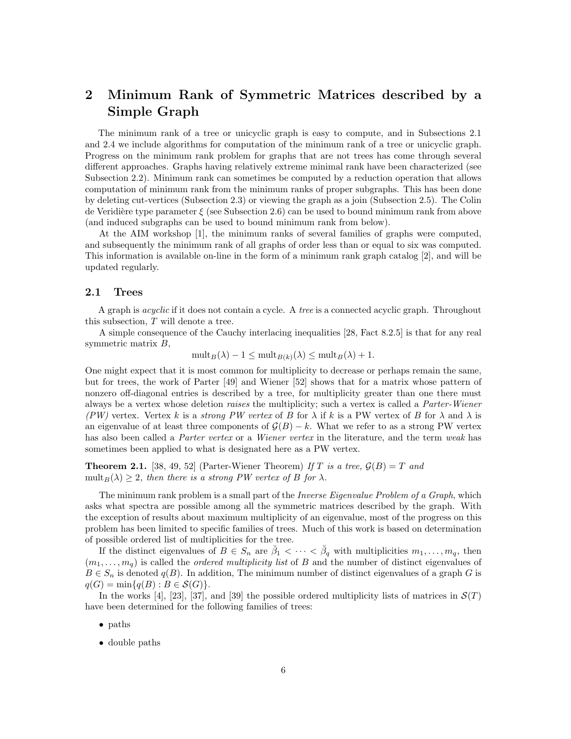# 2 Minimum Rank of Symmetric Matrices described by a Simple Graph

The minimum rank of a tree or unicyclic graph is easy to compute, and in Subsections 2.1 and 2.4 we include algorithms for computation of the minimum rank of a tree or unicyclic graph. Progress on the minimum rank problem for graphs that are not trees has come through several different approaches. Graphs having relatively extreme minimal rank have been characterized (see Subsection 2.2). Minimum rank can sometimes be computed by a reduction operation that allows computation of minimum rank from the minimum ranks of proper subgraphs. This has been done by deleting cut-vertices (Subsection 2.3) or viewing the graph as a join (Subsection 2.5). The Colin de Veridière type parameter $\xi$ (see Subsection 2.6) can be used to bound minimum rank from above (and induced subgraphs can be used to bound minimum rank from below).

At the AIM workshop [1], the minimum ranks of several families of graphs were computed, and subsequently the minimum rank of all graphs of order less than or equal to six was computed. This information is available on-line in the form of a minimum rank graph catalog [2], and will be updated regularly.

## 2.1 Trees

A graph is *acyclic* if it does not contain a cycle. A *tree* is a connected acyclic graph. Throughout this subsection, $T$ will denote a tree.

A simple consequence of the Cauchy interlacing inequalities [28, Fact 8.2.5] is that for any real symmetric matrix $B$,

$$\text{mult}_B(\lambda) - 1 \leq \text{mult}_{B(k)}(\lambda) \leq \text{mult}_B(\lambda) + 1.$$

One might expect that it is most common for multiplicity to decrease or perhaps remain the same, but for trees, the work of Parter [49] and Wiener [52] shows that for a matrix whose pattern of nonzero off-diagonal entries is described by a tree, for multiplicity greater than one there must always be a vertex whose deletion *raises* the multiplicity; such a vertex is called a *Parter-Wiener (PW)* vertex. Vertex $k$ is a *strong PW vertex* of $B$ for $\lambda$ if $k$ is a PW vertex of $B$ for $\lambda$ and $\lambda$ is an eigenvalue of at least three components of $\mathcal{G}(B) - k$. What we refer to as a strong PW vertex has also been called a *Parter vertex* or a *Wiener vertex* in the literature, and the term *weak* has sometimes been applied to what is designated here as a PW vertex.

**Theorem 2.1.** [38, 49, 52] (Parter-Wiener Theorem) *If $T$ is a tree, $\mathcal{G}(B) = T$ and $\text{mult}_B(\lambda) \geq 2$, then there is a strong PW vertex of $B$ for $\lambda$.*

The minimum rank problem is a small part of the *Inverse Eigenvalue Problem of a Graph*, which asks what spectra are possible among all the symmetric matrices described by the graph. With the exception of results about maximum multiplicity of an eigenvalue, most of the progress on this problem has been limited to specific families of trees. Much of this work is based on determination of possible ordered list of multiplicities for the tree.

If the distinct eigenvalues of $B \in S_n$ are $\breve{\beta}_1 < \cdots < \breve{\beta}_q$ with multiplicities $m_1, \ldots, m_q$, then $(m_1, \ldots, m_q)$ is called the *ordered multiplicity list* of $B$ and the number of distinct eigenvalues of $B \in S_n$ is denoted $q(B)$. In addition, The minimum number of distinct eigenvalues of a graph $G$ is $q(G) = \min\{q(B) : B \in \mathcal{S}(G)\}$.

In the works [4], [23], [37], and [39] the possible ordered multiplicity lists of matrices in $\mathcal{S}(T)$ have been determined for the following families of trees:

- paths
- double paths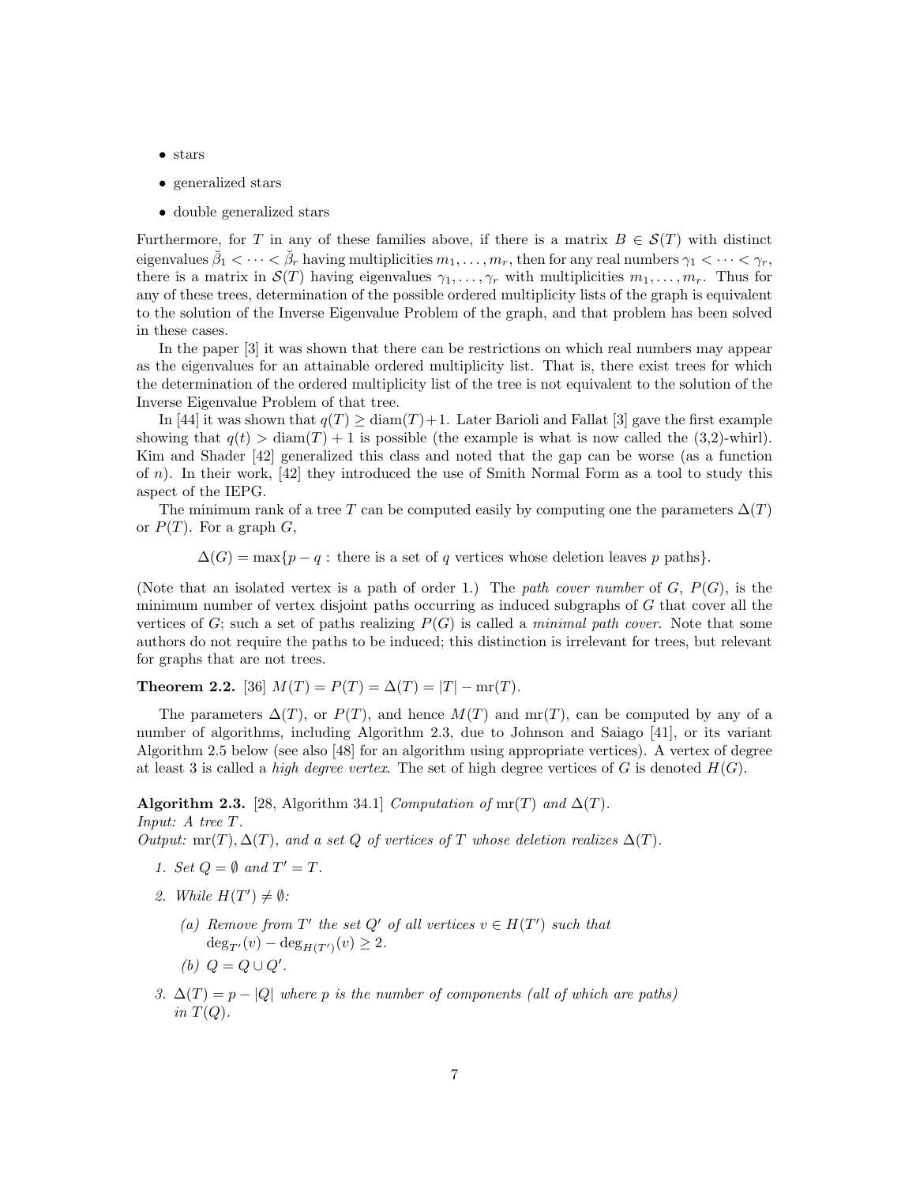- stars
- generalized stars
- double generalized stars

Furthermore, for $T$ in any of these families above, if there is a matrix $B \in \mathcal{S}(T)$ with distinct eigenvalues $\breve{\beta}_1 < \cdots < \breve{\beta}_r$ having multiplicities $m_1, \ldots, m_r$, then for any real numbers $\gamma_1 < \cdots < \gamma_r$, there is a matrix in $\mathcal{S}(T)$ having eigenvalues $\gamma_1, \ldots, \gamma_r$ with multiplicities $m_1, \ldots, m_r$. Thus for any of these trees, determination of the possible ordered multiplicity lists of the graph is equivalent to the solution of the Inverse Eigenvalue Problem of the graph, and that problem has been solved in these cases.

In the paper [3] it was shown that there can be restrictions on which real numbers may appear as the eigenvalues for an attainable ordered multiplicity list. That is, there exist trees for which the determination of the ordered multiplicity list of the tree is not equivalent to the solution of the Inverse Eigenvalue Problem of that tree.

In [44] it was shown that $q(T) \geq \text{diam}(T)+1$. Later Barioli and Fallat [3] gave the first example showing that $q(t) > \text{diam}(T) + 1$ is possible (the example is what is now called the (3,2)-whirl). Kim and Shader [42] generalized this class and noted that the gap can be worse (as a function of $n$). In their work, [42] they introduced the use of Smith Normal Form as a tool to study this aspect of the IEPG.

The minimum rank of a tree $T$ can be computed easily by computing one the parameters $\Delta(T)$ or $P(T)$. For a graph $G$,

$$\Delta(G) = \max\{p - q : \text{there is a set of } q \text{ vertices whose deletion leaves } p \text{ paths}\}.$$

(Note that an isolated vertex is a path of order 1.) The *path cover number* of $G$, $P(G)$, is the minimum number of vertex disjoint paths occurring as induced subgraphs of $G$ that cover all the vertices of $G$; such a set of paths realizing $P(G)$ is called a *minimal path cover*. Note that some authors do not require the paths to be induced; this distinction is irrelevant for trees, but relevant for graphs that are not trees.

**Theorem 2.2.** [36] $M(T) = P(T) = \Delta(T) = |T| - \text{mr}(T)$.

The parameters $\Delta(T)$, or $P(T)$, and hence $M(T)$ and $\text{mr}(T)$, can be computed by any of a number of algorithms, including Algorithm 2.3, due to Johnson and Saiago [41], or its variant Algorithm 2.5 below (see also [48] for an algorithm using appropriate vertices). A vertex of degree at least 3 is called a *high degree vertex*. The set of high degree vertices of $G$ is denoted $H(G)$.

**Algorithm 2.3.** [28, Algorithm 34.1] *Computation of* $\text{mr}(T)$ *and* $\Delta(T)$.
*Input: A tree* $T$.
*Output:* $\text{mr}(T), \Delta(T)$*, and a set* $Q$ *of vertices of* $T$ *whose deletion realizes* $\Delta(T)$.

1. *Set* $Q = \emptyset$ *and* $T' = T$.
2. *While* $H(T') \neq \emptyset$:
   (a) *Remove from* $T'$ *the set* $Q'$ *of all vertices* $v \in H(T')$ *such that* $\deg_{T'}(v) - \deg_{H(T')}(v) \geq 2$.
   (b) $Q = Q \cup Q'$.
3. $\Delta(T) = p - |Q|$ *where* $p$ *is the number of components (all of which are paths) in* $T(Q)$.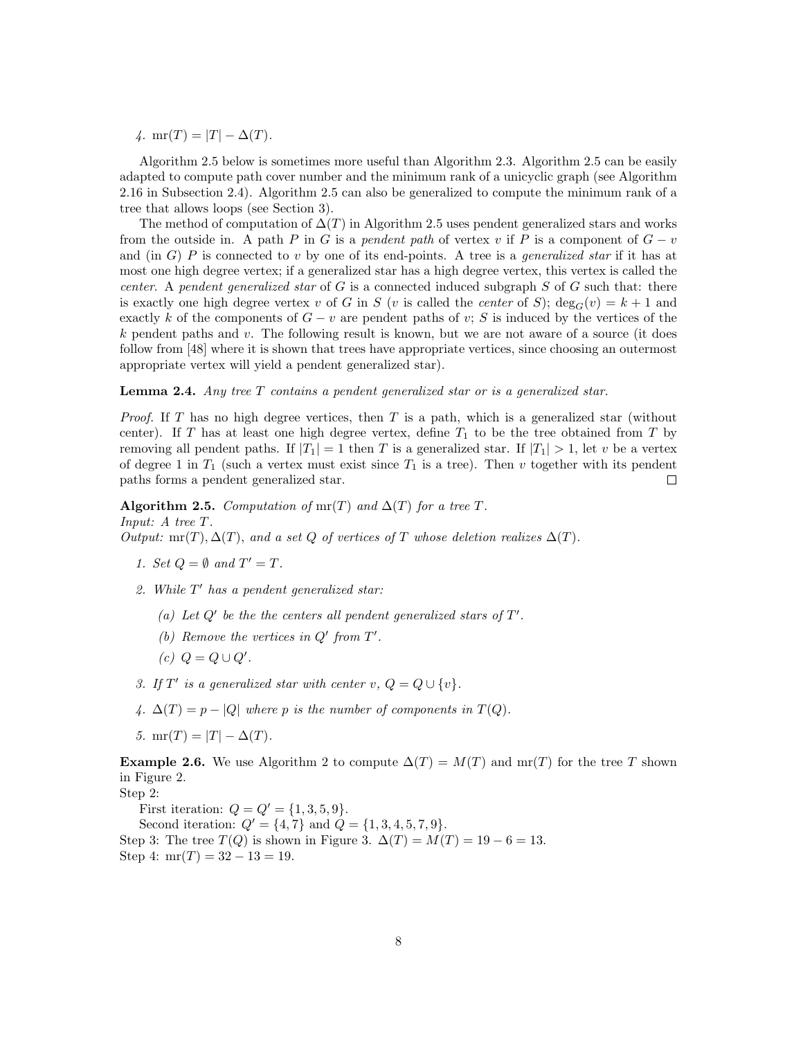4. $\operatorname{mr}(T) = |T| - \Delta(T)$.

Algorithm 2.5 below is sometimes more useful than Algorithm 2.3. Algorithm 2.5 can be easily adapted to compute path cover number and the minimum rank of a unicyclic graph (see Algorithm 2.16 in Subsection 2.4). Algorithm 2.5 can also be generalized to compute the minimum rank of a tree that allows loops (see Section 3).

The method of computation of $\Delta(T)$ in Algorithm 2.5 uses pendent generalized stars and works from the outside in. A path $P$ in $G$ is a *pendent path* of vertex $v$ if $P$ is a component of $G - v$ and (in $G$) $P$ is connected to $v$ by one of its end-points. A tree is a *generalized star* if it has at most one high degree vertex; if a generalized star has a high degree vertex, this vertex is called the *center*. A *pendent generalized star* of $G$ is a connected induced subgraph $S$ of $G$ such that: there is exactly one high degree vertex $v$ of $G$ in $S$ ($v$ is called the *center* of $S$); $\deg_G(v) = k + 1$ and exactly $k$ of the components of $G - v$ are pendent paths of $v$; $S$ is induced by the vertices of the $k$ pendent paths and $v$. The following result is known, but we are not aware of a source (it does follow from [48] where it is shown that trees have appropriate vertices, since choosing an outermost appropriate vertex will yield a pendent generalized star).

**Lemma 2.4.** *Any tree $T$ contains a pendent generalized star or is a generalized star.*

*Proof.* If $T$ has no high degree vertices, then $T$ is a path, which is a generalized star (without center). If $T$ has at least one high degree vertex, define $T_1$ to be the tree obtained from $T$ by removing all pendent paths. If $|T_1| = 1$ then $T$ is a generalized star. If $|T_1| > 1$, let $v$ be a vertex of degree 1 in $T_1$ (such a vertex must exist since $T_1$ is a tree). Then $v$ together with its pendent paths forms a pendent generalized star. $\square$

**Algorithm 2.5.** *Computation of $\operatorname{mr}(T)$ and $\Delta(T)$ for a tree $T$.*
*Input: A tree $T$.*
*Output: $\operatorname{mr}(T), \Delta(T)$, and a set $Q$ of vertices of $T$ whose deletion realizes $\Delta(T)$.*

1. *Set $Q = \emptyset$ and $T' = T$.*
2. *While $T'$ has a pendent generalized star:*
   (a) *Let $Q'$ be the the centers all pendent generalized stars of $T'$.*
   (b) *Remove the vertices in $Q'$ from $T'$.*
   (c) *$Q = Q \cup Q'$.*
3. *If $T'$ is a generalized star with center $v$, $Q = Q \cup \{v\}$.*
4. *$\Delta(T) = p - |Q|$ where $p$ is the number of components in $T(Q)$.*
5. *$\operatorname{mr}(T) = |T| - \Delta(T)$.*

**Example 2.6.** We use Algorithm 2 to compute $\Delta(T) = M(T)$ and $\operatorname{mr}(T)$ for the tree $T$ shown in Figure 2.
Step 2:
First iteration: $Q = Q' = \{1, 3, 5, 9\}$.
Second iteration: $Q' = \{4, 7\}$ and $Q = \{1, 3, 4, 5, 7, 9\}$.
Step 3: The tree $T(Q)$ is shown in Figure 3. $\Delta(T) = M(T) = 19 - 6 = 13$.
Step 4: $\operatorname{mr}(T) = 32 - 13 = 19$.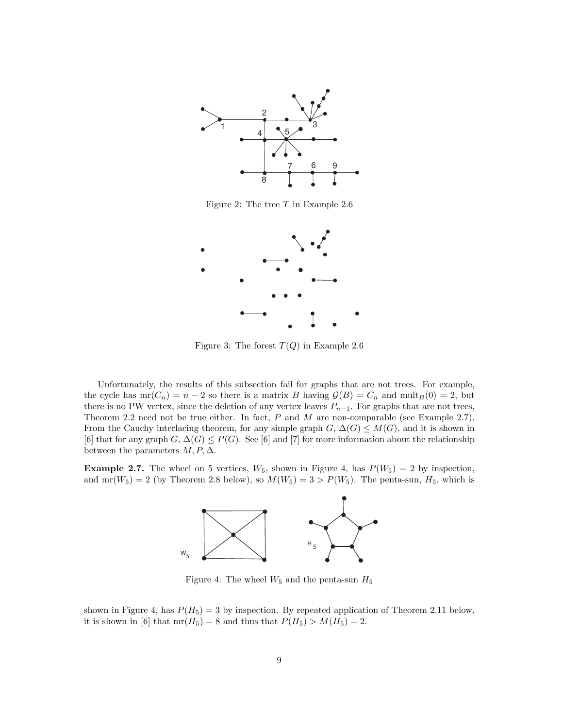Figure 2: The tree $T$ in Example 2.6

Figure 3: The forest $T(Q)$ in Example 2.6

Unfortunately, the results of this subsection fail for graphs that are not trees. For example, the cycle has $\text{mr}(C_n) = n - 2$ so there is a matrix $B$ having $\mathcal{G}(B) = C_n$ and $\text{mult}_B(0) = 2$, but there is no PW vertex, since the deletion of any vertex leaves $P_{n-1}$. For graphs that are not trees, Theorem 2.2 need not be true either. In fact, $P$ and $M$ are non-comparable (see Example 2.7). From the Cauchy interlacing theorem, for any simple graph $G$, $\Delta(G) \leq M(G)$, and it is shown in [6] that for any graph $G$, $\Delta(G) \leq P(G)$. See [6] and [7] for more information about the relationship between the parameters $M, P, \Delta$.

**Example 2.7.** The wheel on 5 vertices, $W_5$, shown in Figure 4, has $P(W_5) = 2$ by inspection, and $\text{mr}(W_5) = 2$ (by Theorem 2.8 below), so $M(W_5) = 3 > P(W_5)$. The penta-sun, $H_5$, which is shown in Figure 4, has $P(H_5) = 3$ by inspection. By repeated application of Theorem 2.11 below, it is shown in [6] that $\text{mr}(H_5) = 8$ and thus that $P(H_5) > M(H_5) = 2$.

Figure 4: The wheel $W_5$ and the penta-sun $H_5$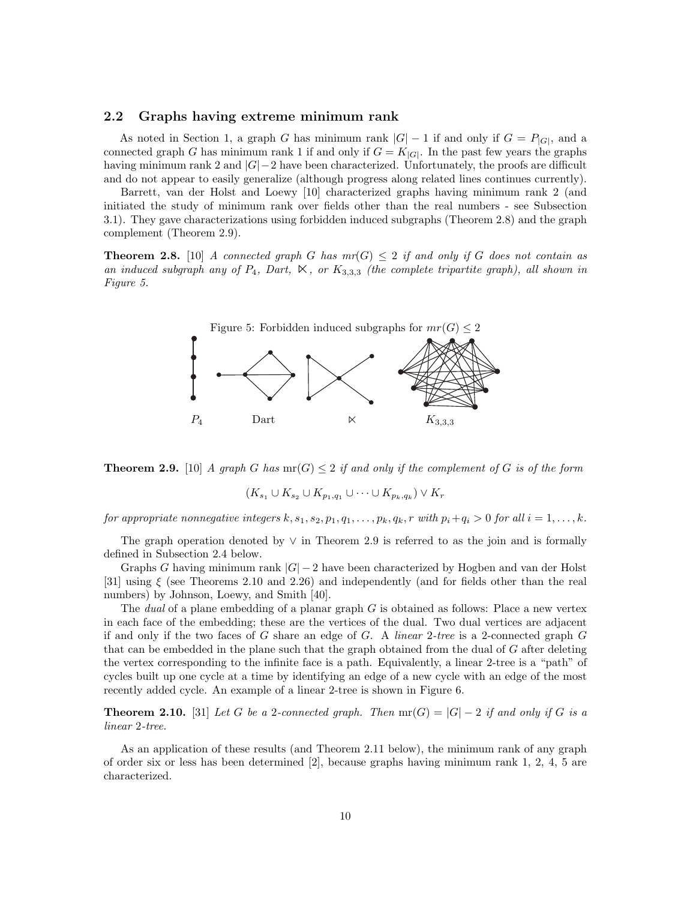## 2.2 Graphs having extreme minimum rank

As noted in Section 1, a graph $G$ has minimum rank $|G| - 1$ if and only if $G = P_{|G|}$, and a connected graph $G$ has minimum rank 1 if and only if $G = K_{|G|}$. In the past few years the graphs having minimum rank 2 and $|G|-2$ have been characterized. Unfortunately, the proofs are difficult and do not appear to easily generalize (although progress along related lines continues currently).

Barrett, van der Holst and Loewy [10] characterized graphs having minimum rank 2 (and initiated the study of minimum rank over fields other than the real numbers - see Subsection 3.1). They gave characterizations using forbidden induced subgraphs (Theorem 2.8) and the graph complement (Theorem 2.9).

**Theorem 2.8.** [10] *A connected graph $G$ has $mr(G) \leq 2$ if and only if $G$ does not contain as an induced subgraph any of $P_4$, Dart, $\ltimes$, or $K_{3,3,3}$ (the complete tripartite graph), all shown in Figure 5.*

Figure 5: Forbidden induced subgraphs for $mr(G) \leq 2$

$P_4$ Dart $\ltimes$ $K_{3,3,3}$

**Theorem 2.9.** [10] *A graph $G$ has $\text{mr}(G) \leq 2$ if and only if the complement of $G$ is of the form*

$$(K_{s_1} \cup K_{s_2} \cup K_{p_1,q_1} \cup \cdots \cup K_{p_k,q_k}) \vee K_r$$

*for appropriate nonnegative integers $k, s_1, s_2, p_1, q_1, \ldots, p_k, q_k, r$ with $p_i + q_i > 0$ for all $i = 1, \ldots, k$.*

The graph operation denoted by $\vee$ in Theorem 2.9 is referred to as the join and is formally defined in Subsection 2.4 below.

Graphs $G$ having minimum rank $|G| - 2$ have been characterized by Hogben and van der Holst [31] using $\xi$ (see Theorems 2.10 and 2.26) and independently (and for fields other than the real numbers) by Johnson, Loewy, and Smith [40].

The *dual* of a plane embedding of a planar graph $G$ is obtained as follows: Place a new vertex in each face of the embedding; these are the vertices of the dual. Two dual vertices are adjacent if and only if the two faces of $G$ share an edge of $G$. A *linear 2-tree* is a 2-connected graph $G$ that can be embedded in the plane such that the graph obtained from the dual of $G$ after deleting the vertex corresponding to the infinite face is a path. Equivalently, a linear 2-tree is a "path" of cycles built up one cycle at a time by identifying an edge of a new cycle with an edge of the most recently added cycle. An example of a linear 2-tree is shown in Figure 6.

**Theorem 2.10.** [31] *Let $G$ be a 2-connected graph. Then $\text{mr}(G) = |G| - 2$ if and only if $G$ is a linear 2-tree.*

As an application of these results (and Theorem 2.11 below), the minimum rank of any graph of order six or less has been determined [2], because graphs having minimum rank 1, 2, 4, 5 are characterized.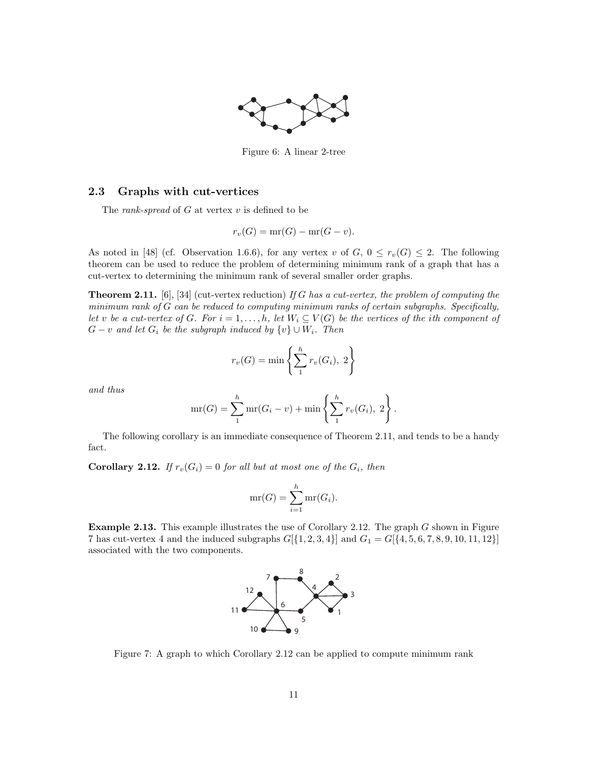Figure 6: A linear 2-tree

### 2.3 Graphs with cut-vertices

The *rank-spread* of $G$ at vertex $v$ is defined to be

$$r_v(G) = \text{mr}(G) - \text{mr}(G - v).$$

As noted in [48] (cf. Observation 1.6.6), for any vertex $v$ of $G$, $0 \le r_v(G) \le 2$. The following theorem can be used to reduce the problem of determining minimum rank of a graph that has a cut-vertex to determining the minimum rank of several smaller order graphs.

**Theorem 2.11.** [6], [34] (cut-vertex reduction) *If $G$ has a cut-vertex, the problem of computing the minimum rank of $G$ can be reduced to computing minimum ranks of certain subgraphs. Specifically, let $v$ be a cut-vertex of $G$. For $i = 1, \dots, h$, let $W_i \subseteq V(G)$ be the vertices of the ith component of $G - v$ and let $G_i$ be the subgraph induced by $\{v\} \cup W_i$. Then*

$$r_v(G) = \min\left\{\sum_1^h r_v(G_i),\ 2\right\}$$

*and thus*

$$\text{mr}(G) = \sum_1^h \text{mr}(G_i - v) + \min\left\{\sum_1^h r_v(G_i),\ 2\right\}.$$

The following corollary is an immediate consequence of Theorem 2.11, and tends to be a handy fact.

**Corollary 2.12.** *If $r_v(G_i) = 0$ for all but at most one of the $G_i$, then*

$$\text{mr}(G) = \sum_{i=1}^h \text{mr}(G_i).$$

**Example 2.13.** This example illustrates the use of Corollary 2.12. The graph $G$ shown in Figure 7 has cut-vertex 4 and the induced subgraphs $G[\{1, 2, 3, 4\}]$ and $G_1 = G[\{4, 5, 6, 7, 8, 9, 10, 11, 12\}]$ associated with the two components.

Figure 7: A graph to which Corollary 2.12 can be applied to compute minimum rank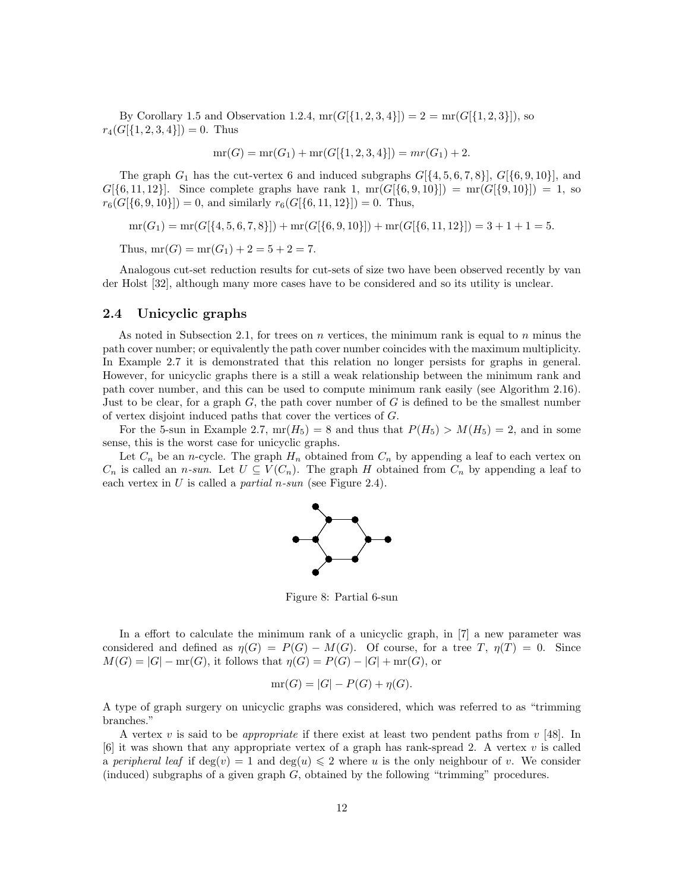By Corollary 1.5 and Observation 1.2.4, $\mathrm{mr}(G[\{1,2,3,4\}]) = 2 = \mathrm{mr}(G[\{1,2,3\}])$, so $r_4(G[\{1,2,3,4\}]) = 0$. Thus

$$\mathrm{mr}(G) = \mathrm{mr}(G_1) + \mathrm{mr}(G[\{1,2,3,4\}]) = mr(G_1) + 2.$$

The graph $G_1$ has the cut-vertex 6 and induced subgraphs $G[\{4,5,6,7,8\}]$, $G[\{6,9,10\}]$, and $G[\{6,11,12\}]$. Since complete graphs have rank 1, $\mathrm{mr}(G[\{6,9,10\}]) = \mathrm{mr}(G[\{9,10\}]) = 1$, so $r_6(G[\{6,9,10\}]) = 0$, and similarly $r_6(G[\{6,11,12\}]) = 0$. Thus,

$$\mathrm{mr}(G_1) = \mathrm{mr}(G[\{4,5,6,7,8\}]) + \mathrm{mr}(G[\{6,9,10\}]) + \mathrm{mr}(G[\{6,11,12\}]) = 3 + 1 + 1 = 5.$$

Thus, $\mathrm{mr}(G) = \mathrm{mr}(G_1) + 2 = 5 + 2 = 7$.

Analogous cut-set reduction results for cut-sets of size two have been observed recently by van der Holst [32], although many more cases have to be considered and so its utility is unclear.

## 2.4 Unicyclic graphs

As noted in Subsection 2.1, for trees on $n$ vertices, the minimum rank is equal to $n$ minus the path cover number; or equivalently the path cover number coincides with the maximum multiplicity. In Example 2.7 it is demonstrated that this relation no longer persists for graphs in general. However, for unicyclic graphs there is a still a weak relationship between the minimum rank and path cover number, and this can be used to compute minimum rank easily (see Algorithm 2.16). Just to be clear, for a graph $G$, the path cover number of $G$ is defined to be the smallest number of vertex disjoint induced paths that cover the vertices of $G$.

For the 5-sun in Example 2.7, $\mathrm{mr}(H_5) = 8$ and thus that $P(H_5) > M(H_5) = 2$, and in some sense, this is the worst case for unicyclic graphs.

Let $C_n$ be an $n$-cycle. The graph $H_n$ obtained from $C_n$ by appending a leaf to each vertex on $C_n$ is called an *n-sun*. Let $U \subseteq V(C_n)$. The graph $H$ obtained from $C_n$ by appending a leaf to each vertex in $U$ is called a *partial n-sun* (see Figure 2.4).

Figure 8: Partial 6-sun

In a effort to calculate the minimum rank of a unicyclic graph, in [7] a new parameter was considered and defined as $\eta(G) = P(G) - M(G)$. Of course, for a tree $T$, $\eta(T) = 0$. Since $M(G) = |G| - \mathrm{mr}(G)$, it follows that $\eta(G) = P(G) - |G| + \mathrm{mr}(G)$, or

$$\mathrm{mr}(G) = |G| - P(G) + \eta(G).$$

A type of graph surgery on unicyclic graphs was considered, which was referred to as "trimming branches."

A vertex $v$ is said to be *appropriate* if there exist at least two pendent paths from $v$ [48]. In [6] it was shown that any appropriate vertex of a graph has rank-spread 2. A vertex $v$ is called a *peripheral leaf* if $\deg(v) = 1$ and $\deg(u) \leqslant 2$ where $u$ is the only neighbour of $v$. We consider (induced) subgraphs of a given graph $G$, obtained by the following "trimming" procedures.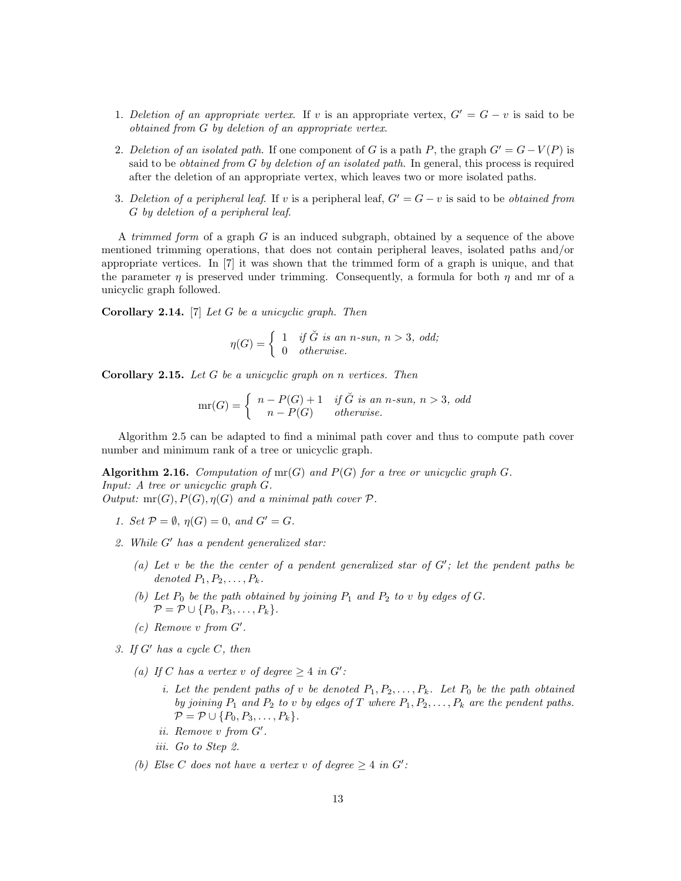1. *Deletion of an appropriate vertex.* If $v$ is an appropriate vertex, $G' = G - v$ is said to be *obtained from $G$ by deletion of an appropriate vertex.*

2. *Deletion of an isolated path.* If one component of $G$ is a path $P$, the graph $G' = G - V(P)$ is said to be *obtained from $G$ by deletion of an isolated path.* In general, this process is required after the deletion of an appropriate vertex, which leaves two or more isolated paths.

3. *Deletion of a peripheral leaf.* If $v$ is a peripheral leaf, $G' = G - v$ is said to be *obtained from $G$ by deletion of a peripheral leaf.*

A *trimmed form* of a graph $G$ is an induced subgraph, obtained by a sequence of the above mentioned trimming operations, that does not contain peripheral leaves, isolated paths and/or appropriate vertices. In [7] it was shown that the trimmed form of a graph is unique, and that the parameter $\eta$ is preserved under trimming. Consequently, a formula for both $\eta$ and mr of a unicyclic graph followed.

**Corollary 2.14.** [7] *Let $G$ be a unicyclic graph. Then*

$$\eta(G) = \begin{cases} 1 & \text{if } \breve{G} \text{ is an } n\text{-sun, } n > 3, \text{ odd;} \\ 0 & \text{otherwise.} \end{cases}$$

**Corollary 2.15.** *Let $G$ be a unicyclic graph on $n$ vertices. Then*

$$\operatorname{mr}(G) = \begin{cases} n - P(G) + 1 & \text{if } \breve{G} \text{ is an } n\text{-sun, } n > 3, \text{ odd} \\ n - P(G) & \text{otherwise.} \end{cases}$$

Algorithm 2.5 can be adapted to find a minimal path cover and thus to compute path cover number and minimum rank of a tree or unicyclic graph.

**Algorithm 2.16.** *Computation of $\operatorname{mr}(G)$ and $P(G)$ for a tree or unicyclic graph $G$.*
*Input: A tree or unicyclic graph $G$.*
*Output: $\operatorname{mr}(G), P(G), \eta(G)$ and a minimal path cover $\mathcal{P}$.*

1. *Set $\mathcal{P} = \emptyset$, $\eta(G) = 0$, and $G' = G$.*

2. *While $G'$ has a pendent generalized star:*

   (a) *Let $v$ be the the center of a pendent generalized star of $G'$; let the pendent paths be denoted $P_1, P_2, \ldots, P_k$.*

   (b) *Let $P_0$ be the path obtained by joining $P_1$ and $P_2$ to $v$ by edges of $G$.*
   *$\mathcal{P} = \mathcal{P} \cup \{P_0, P_3, \ldots, P_k\}$.*

   (c) *Remove $v$ from $G'$.*

3. *If $G'$ has a cycle $C$, then*

   (a) *If $C$ has a vertex $v$ of degree $\geq 4$ in $G'$:*

      i. *Let the pendent paths of $v$ be denoted $P_1, P_2, \ldots, P_k$. Let $P_0$ be the path obtained by joining $P_1$ and $P_2$ to $v$ by edges of $T$ where $P_1, P_2, \ldots, P_k$ are the pendent paths. $\mathcal{P} = \mathcal{P} \cup \{P_0, P_3, \ldots, P_k\}$.*

      ii. *Remove $v$ from $G'$.*

      iii. *Go to Step 2.*

   (b) *Else $C$ does not have a vertex $v$ of degree $\geq 4$ in $G'$:*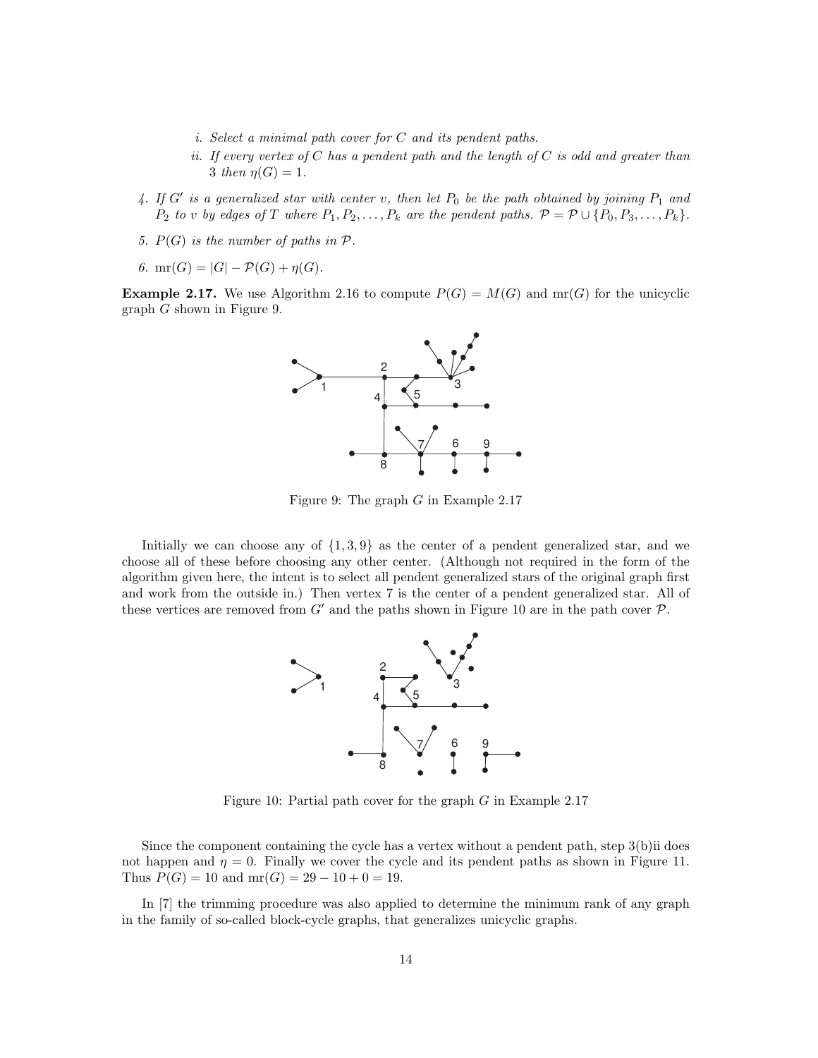i. *Select a minimal path cover for $C$ and its pendent paths.*

ii. *If every vertex of $C$ has a pendent path and the length of $C$ is odd and greater than 3 then $\eta(G) = 1$.*

4. *If $G'$ is a generalized star with center $v$, then let $P_0$ be the path obtained by joining $P_1$ and $P_2$ to $v$ by edges of $T$ where $P_1, P_2, \ldots, P_k$ are the pendent paths. $\mathcal{P} = \mathcal{P} \cup \{P_0, P_3, \ldots, P_k\}$.*

5. *$P(G)$ is the number of paths in $\mathcal{P}$.*

6. $\mathrm{mr}(G) = |G| - \mathcal{P}(G) + \eta(G)$.

**Example 2.17.** We use Algorithm 2.16 to compute $P(G) = M(G)$ and $\mathrm{mr}(G)$ for the unicyclic graph $G$ shown in Figure 9.

Figure 9: The graph $G$ in Example 2.17

Initially we can choose any of $\{1, 3, 9\}$ as the center of a pendent generalized star, and we choose all of these before choosing any other center. (Although not required in the form of the algorithm given here, the intent is to select all pendent generalized stars of the original graph first and work from the outside in.) Then vertex 7 is the center of a pendent generalized star. All of these vertices are removed from $G'$ and the paths shown in Figure 10 are in the path cover $\mathcal{P}$.

Figure 10: Partial path cover for the graph $G$ in Example 2.17

Since the component containing the cycle has a vertex without a pendent path, step 3(b)ii does not happen and $\eta = 0$. Finally we cover the cycle and its pendent paths as shown in Figure 11. Thus $P(G) = 10$ and $\mathrm{mr}(G) = 29 - 10 + 0 = 19$.

In [7] the trimming procedure was also applied to determine the minimum rank of any graph in the family of so-called block-cycle graphs, that generalizes unicyclic graphs.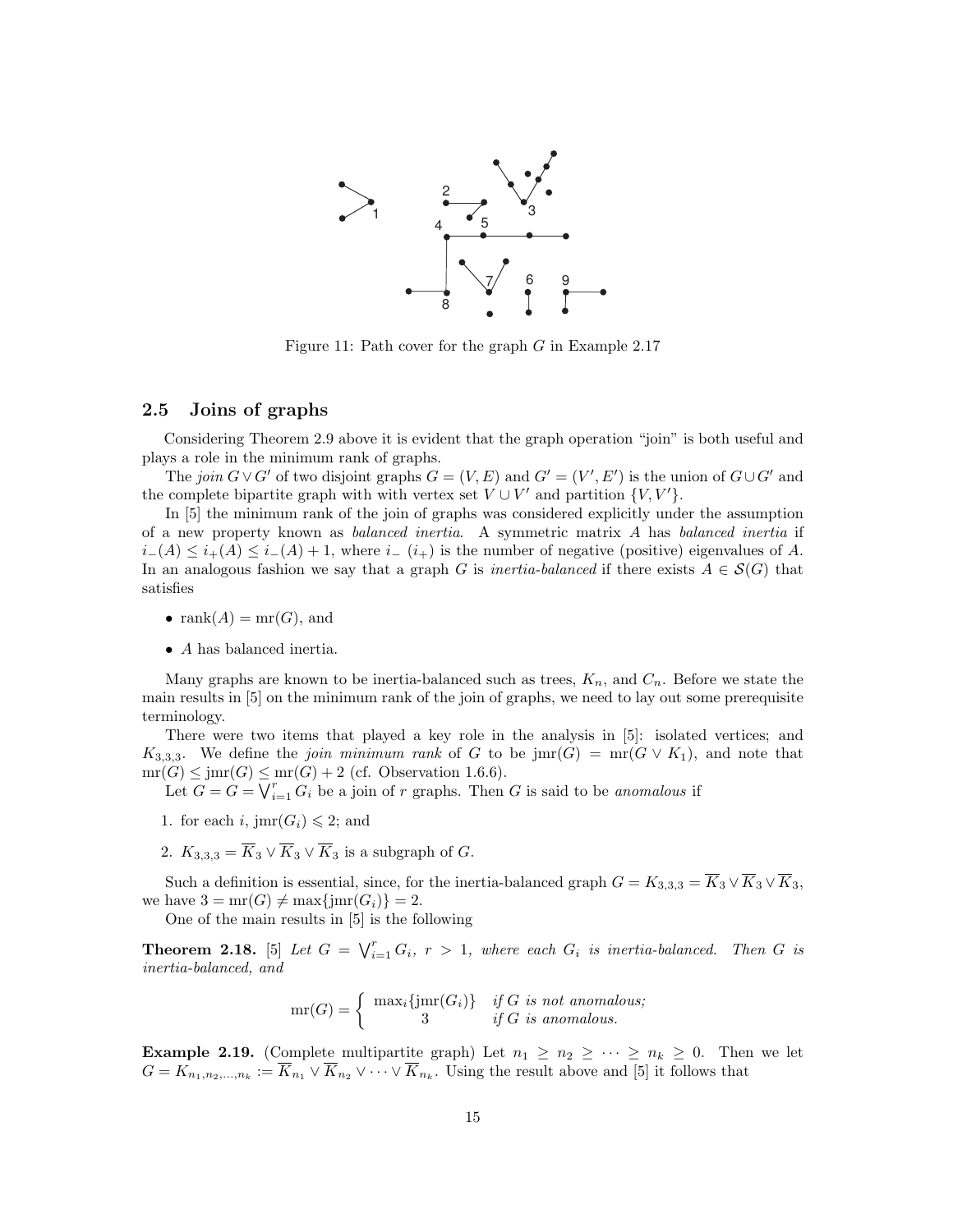Figure 11: Path cover for the graph $G$ in Example 2.17

## 2.5 Joins of graphs

Considering Theorem 2.9 above it is evident that the graph operation "join" is both useful and plays a role in the minimum rank of graphs.

The *join* $G \vee G'$ of two disjoint graphs $G = (V, E)$ and $G' = (V', E')$ is the union of $G \cup G'$ and the complete bipartite graph with with vertex set $V \cup V'$ and partition $\{V, V'\}$.

In [5] the minimum rank of the join of graphs was considered explicitly under the assumption of a new property known as *balanced inertia*. A symmetric matrix $A$ has *balanced inertia* if $i_-(A) \leq i_+(A) \leq i_-(A) + 1$, where $i_-$ ($i_+$) is the number of negative (positive) eigenvalues of $A$. In an analogous fashion we say that a graph $G$ is *inertia-balanced* if there exists $A \in \mathcal{S}(G)$ that satisfies

- $\text{rank}(A) = \text{mr}(G)$, and
- $A$ has balanced inertia.

Many graphs are known to be inertia-balanced such as trees, $K_n$, and $C_n$. Before we state the main results in [5] on the minimum rank of the join of graphs, we need to lay out some prerequisite terminology.

There were two items that played a key role in the analysis in [5]: isolated vertices; and $K_{3,3,3}$. We define the *join minimum rank* of $G$ to be $\text{jmr}(G) = \text{mr}(G \vee K_1)$, and note that $\text{mr}(G) \leq \text{jmr}(G) \leq \text{mr}(G) + 2$ (cf. Observation 1.6.6).

Let $G = G = \bigvee_{i=1}^{r} G_i$ be a join of $r$ graphs. Then $G$ is said to be *anomalous* if

1. for each $i$, $\text{jmr}(G_i) \leqslant 2$; and
2. $K_{3,3,3} = \overline{K}_3 \vee \overline{K}_3 \vee \overline{K}_3$ is a subgraph of $G$.

Such a definition is essential, since, for the inertia-balanced graph $G = K_{3,3,3} = \overline{K}_3 \vee \overline{K}_3 \vee \overline{K}_3$, we have $3 = \text{mr}(G) \neq \max\{\text{jmr}(G_i)\} = 2$.

One of the main results in [5] is the following

**Theorem 2.18.** [5] *Let $G = \bigvee_{i=1}^{r} G_i$, $r > 1$, where each $G_i$ is inertia-balanced. Then $G$ is inertia-balanced, and*

$$\text{mr}(G) = \begin{cases} \max_i\{\text{jmr}(G_i)\} & \text{if } G \text{ is not anomalous;} \\ 3 & \text{if } G \text{ is anomalous.} \end{cases}$$

**Example 2.19.** (Complete multipartite graph) Let $n_1 \geq n_2 \geq \cdots \geq n_k \geq 0$. Then we let $G = K_{n_1,n_2,\ldots,n_k} := \overline{K}_{n_1} \vee \overline{K}_{n_2} \vee \cdots \vee \overline{K}_{n_k}$. Using the result above and [5] it follows that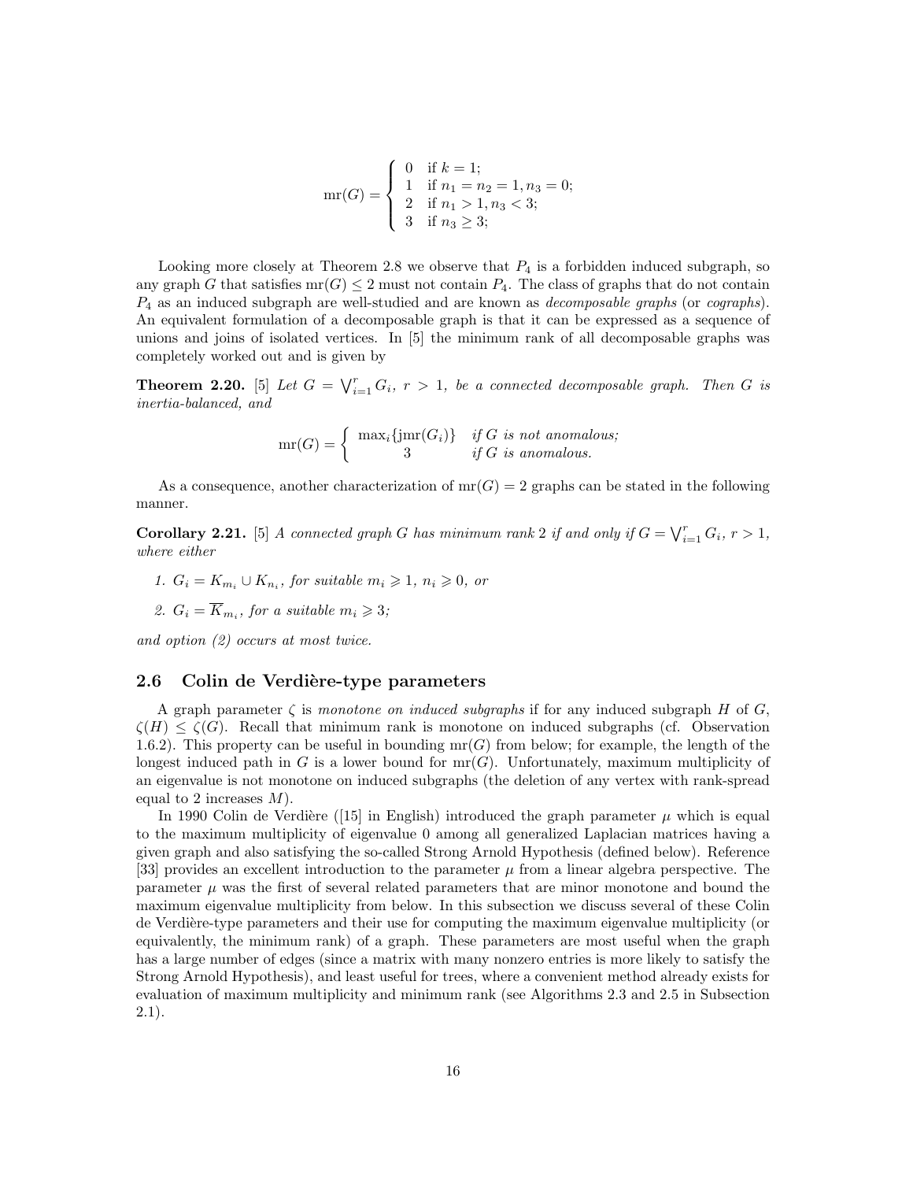$$\mathrm{mr}(G) = \begin{cases} 0 & \text{if } k = 1; \\ 1 & \text{if } n_1 = n_2 = 1, n_3 = 0; \\ 2 & \text{if } n_1 > 1, n_3 < 3; \\ 3 & \text{if } n_3 \geq 3; \end{cases}$$

Looking more closely at Theorem 2.8 we observe that $P_4$ is a forbidden induced subgraph, so any graph $G$ that satisfies $\mathrm{mr}(G) \leq 2$ must not contain $P_4$. The class of graphs that do not contain $P_4$ as an induced subgraph are well-studied and are known as *decomposable graphs* (or *cographs*). An equivalent formulation of a decomposable graph is that it can be expressed as a sequence of unions and joins of isolated vertices. In [5] the minimum rank of all decomposable graphs was completely worked out and is given by

**Theorem 2.20.** [5] *Let $G = \bigvee_{i=1}^{r} G_i$, $r > 1$, be a connected decomposable graph. Then $G$ is inertia-balanced, and*

$$\mathrm{mr}(G) = \begin{cases} \max_i\{\mathrm{jmr}(G_i)\} & \text{if } G \text{ is not anomalous;} \\ 3 & \text{if } G \text{ is anomalous.} \end{cases}$$

As a consequence, another characterization of $\mathrm{mr}(G) = 2$ graphs can be stated in the following manner.

**Corollary 2.21.** [5] *A connected graph $G$ has minimum rank 2 if and only if $G = \bigvee_{i=1}^{r} G_i$, $r > 1$, where either*

1. *$G_i = K_{m_i} \cup K_{n_i}$, for suitable $m_i \geqslant 1$, $n_i \geqslant 0$, or*
2. *$G_i = \overline{K}_{m_i}$, for a suitable $m_i \geqslant 3$;*

*and option (2) occurs at most twice.*

### 2.6 Colin de Verdière-type parameters

A graph parameter $\zeta$ is *monotone on induced subgraphs* if for any induced subgraph $H$ of $G$, $\zeta(H) \leq \zeta(G)$. Recall that minimum rank is monotone on induced subgraphs (cf. Observation 1.6.2). This property can be useful in bounding $\mathrm{mr}(G)$ from below; for example, the length of the longest induced path in $G$ is a lower bound for $\mathrm{mr}(G)$. Unfortunately, maximum multiplicity of an eigenvalue is not monotone on induced subgraphs (the deletion of any vertex with rank-spread equal to 2 increases $M$).

In 1990 Colin de Verdière ([15] in English) introduced the graph parameter $\mu$ which is equal to the maximum multiplicity of eigenvalue 0 among all generalized Laplacian matrices having a given graph and also satisfying the so-called Strong Arnold Hypothesis (defined below). Reference [33] provides an excellent introduction to the parameter $\mu$ from a linear algebra perspective. The parameter $\mu$ was the first of several related parameters that are minor monotone and bound the maximum eigenvalue multiplicity from below. In this subsection we discuss several of these Colin de Verdière-type parameters and their use for computing the maximum eigenvalue multiplicity (or equivalently, the minimum rank) of a graph. These parameters are most useful when the graph has a large number of edges (since a matrix with many nonzero entries is more likely to satisfy the Strong Arnold Hypothesis), and least useful for trees, where a convenient method already exists for evaluation of maximum multiplicity and minimum rank (see Algorithms 2.3 and 2.5 in Subsection 2.1).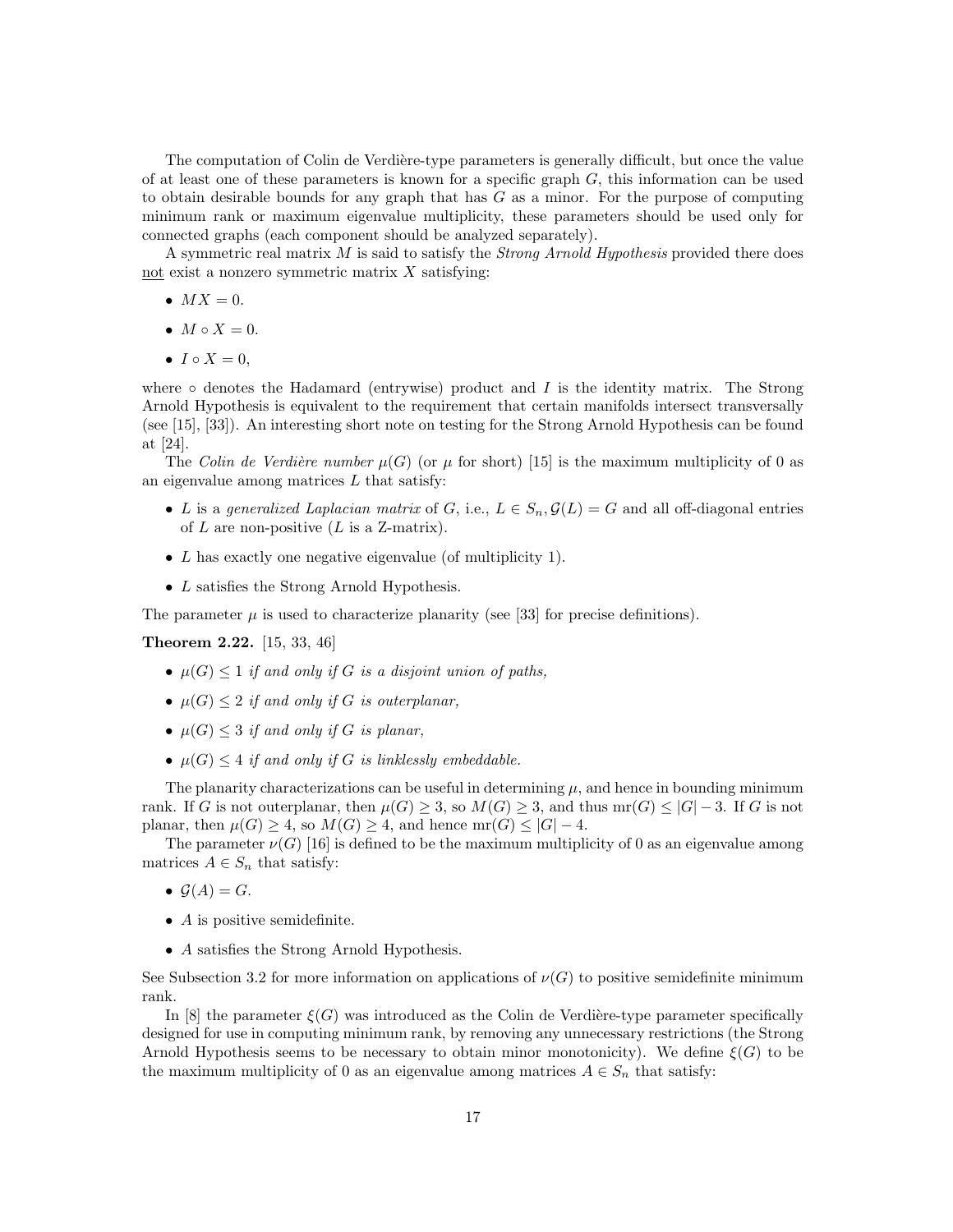The computation of Colin de Verdière-type parameters is generally difficult, but once the value of at least one of these parameters is known for a specific graph $G$, this information can be used to obtain desirable bounds for any graph that has $G$ as a minor. For the purpose of computing minimum rank or maximum eigenvalue multiplicity, these parameters should be used only for connected graphs (each component should be analyzed separately).

A symmetric real matrix $M$ is said to satisfy the *Strong Arnold Hypothesis* provided there does not exist a nonzero symmetric matrix $X$ satisfying:

- $MX = 0$.
- $M \circ X = 0$.
- $I \circ X = 0$,

where $\circ$ denotes the Hadamard (entrywise) product and $I$ is the identity matrix. The Strong Arnold Hypothesis is equivalent to the requirement that certain manifolds intersect transversally (see [15], [33]). An interesting short note on testing for the Strong Arnold Hypothesis can be found at [24].

The *Colin de Verdière number* $\mu(G)$ (or $\mu$ for short) [15] is the maximum multiplicity of 0 as an eigenvalue among matrices $L$ that satisfy:

- $L$ is a *generalized Laplacian matrix* of $G$, i.e., $L \in S_n, \mathcal{G}(L) = G$ and all off-diagonal entries of $L$ are non-positive ($L$ is a Z-matrix).
- $L$ has exactly one negative eigenvalue (of multiplicity 1).
- $L$ satisfies the Strong Arnold Hypothesis.

The parameter $\mu$ is used to characterize planarity (see [33] for precise definitions).

**Theorem 2.22.** [15, 33, 46]

- *$\mu(G) \leq 1$ if and only if $G$ is a disjoint union of paths,*
- *$\mu(G) \leq 2$ if and only if $G$ is outerplanar,*
- *$\mu(G) \leq 3$ if and only if $G$ is planar,*
- *$\mu(G) \leq 4$ if and only if $G$ is linklessly embeddable.*

The planarity characterizations can be useful in determining $\mu$, and hence in bounding minimum rank. If $G$ is not outerplanar, then $\mu(G) \geq 3$, so $M(G) \geq 3$, and thus $\text{mr}(G) \leq |G| - 3$. If $G$ is not planar, then $\mu(G) \geq 4$, so $M(G) \geq 4$, and hence $\text{mr}(G) \leq |G| - 4$.

The parameter $\nu(G)$ [16] is defined to be the maximum multiplicity of 0 as an eigenvalue among matrices $A \in S_n$ that satisfy:

- $\mathcal{G}(A) = G$.
- $A$ is positive semidefinite.
- $A$ satisfies the Strong Arnold Hypothesis.

See Subsection 3.2 for more information on applications of $\nu(G)$ to positive semidefinite minimum rank.

In [8] the parameter $\xi(G)$ was introduced as the Colin de Verdière-type parameter specifically designed for use in computing minimum rank, by removing any unnecessary restrictions (the Strong Arnold Hypothesis seems to be necessary to obtain minor monotonicity). We define $\xi(G)$ to be the maximum multiplicity of 0 as an eigenvalue among matrices $A \in S_n$ that satisfy: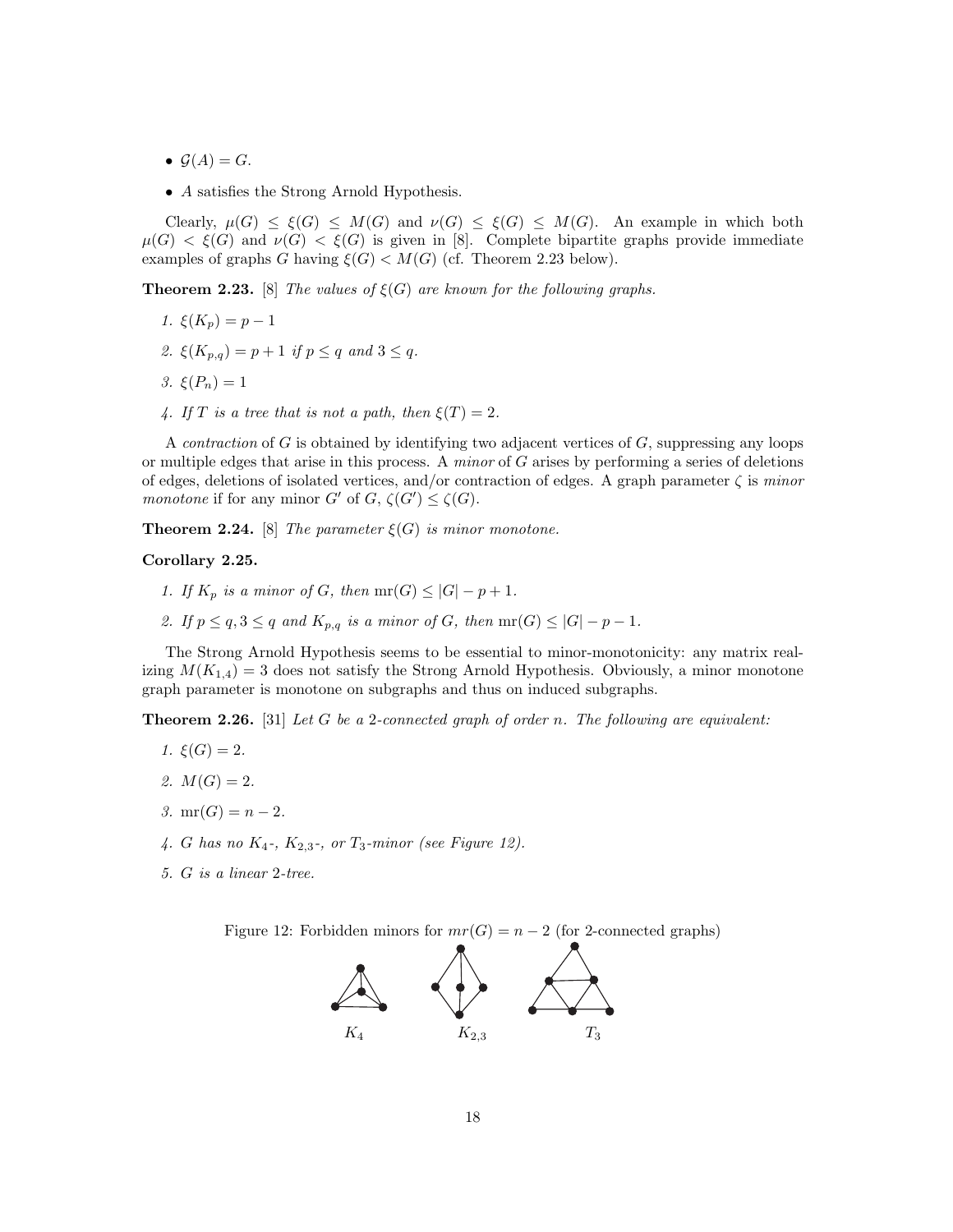- $\mathcal{G}(A) = G$.
- $A$ satisfies the Strong Arnold Hypothesis.

Clearly, $\mu(G) \leq \xi(G) \leq M(G)$ and $\nu(G) \leq \xi(G) \leq M(G)$. An example in which both $\mu(G) < \xi(G)$ and $\nu(G) < \xi(G)$ is given in [8]. Complete bipartite graphs provide immediate examples of graphs $G$ having $\xi(G) < M(G)$ (cf. Theorem 2.23 below).

**Theorem 2.23.** [8] *The values of $\xi(G)$ are known for the following graphs.*

1. $\xi(K_p) = p - 1$
2. $\xi(K_{p,q}) = p + 1$ *if* $p \leq q$ *and* $3 \leq q$.
3. $\xi(P_n) = 1$
4. *If $T$ is a tree that is not a path, then* $\xi(T) = 2$.

A *contraction* of $G$ is obtained by identifying two adjacent vertices of $G$, suppressing any loops or multiple edges that arise in this process. A *minor* of $G$ arises by performing a series of deletions of edges, deletions of isolated vertices, and/or contraction of edges. A graph parameter $\zeta$ is *minor monotone* if for any minor $G'$ of $G$, $\zeta(G') \leq \zeta(G)$.

**Theorem 2.24.** [8] *The parameter $\xi(G)$ is minor monotone.*

**Corollary 2.25.**

1. *If $K_p$ is a minor of $G$, then* $\operatorname{mr}(G) \leq |G| - p + 1$.
2. *If $p \leq q, 3 \leq q$ and $K_{p,q}$ is a minor of $G$, then* $\operatorname{mr}(G) \leq |G| - p - 1$.

The Strong Arnold Hypothesis seems to be essential to minor-monotonicity: any matrix realizing $M(K_{1,4}) = 3$ does not satisfy the Strong Arnold Hypothesis. Obviously, a minor monotone graph parameter is monotone on subgraphs and thus on induced subgraphs.

**Theorem 2.26.** [31] *Let $G$ be a 2-connected graph of order $n$. The following are equivalent:*

1. $\xi(G) = 2$.
2. $M(G) = 2$.
3. $\operatorname{mr}(G) = n - 2$.
4. *$G$ has no $K_4$-, $K_{2,3}$-, or $T_3$-minor (see Figure 12).*
5. *$G$ is a linear 2-tree.*

Figure 12: Forbidden minors for $mr(G) = n - 2$ (for 2-connected graphs)

$K_4$ $K_{2,3}$ $T_3$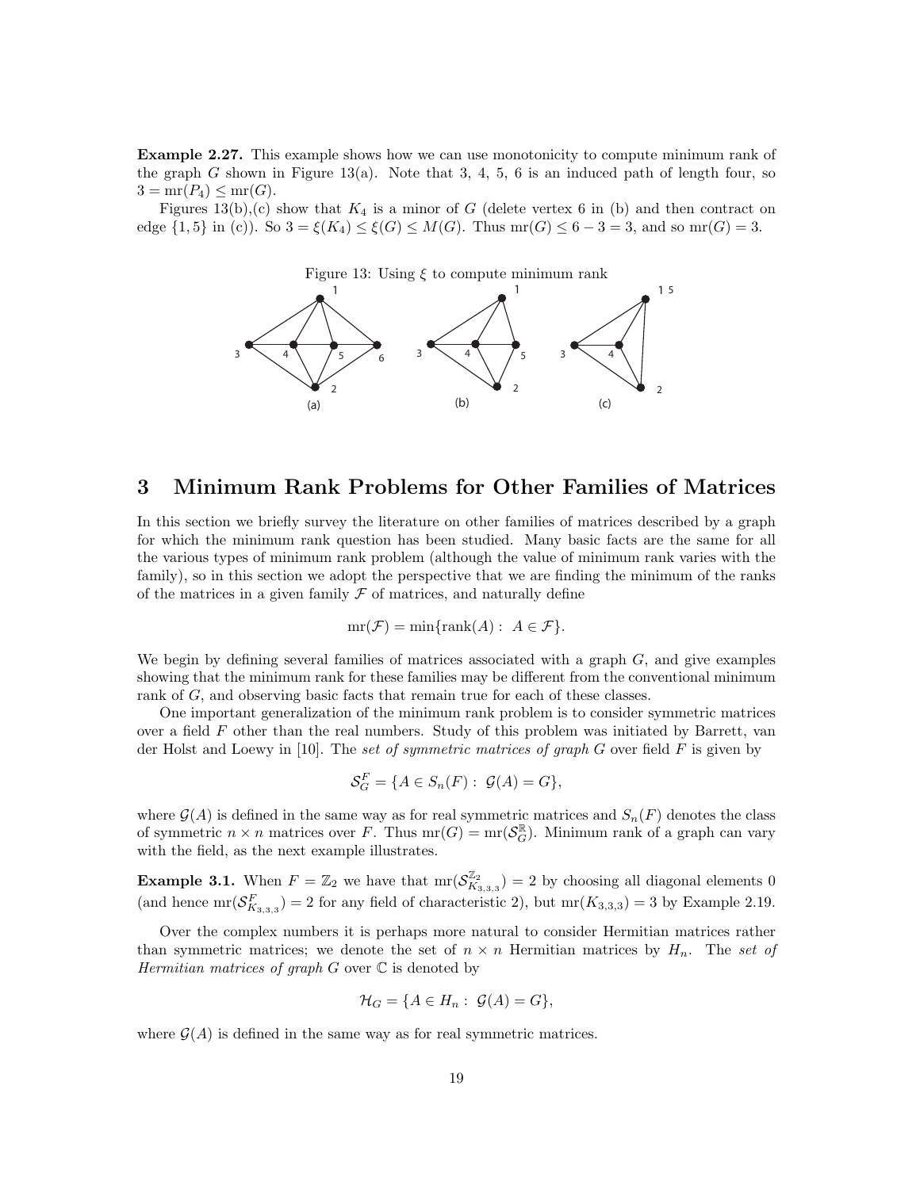**Example 2.27.** This example shows how we can use monotonicity to compute minimum rank of the graph $G$ shown in Figure 13(a). Note that 3, 4, 5, 6 is an induced path of length four, so $3 = \mathrm{mr}(P_4) \leq \mathrm{mr}(G)$.

Figures 13(b),(c) show that $K_4$ is a minor of $G$ (delete vertex 6 in (b) and then contract on edge $\{1, 5\}$ in (c)). So $3 = \xi(K_4) \leq \xi(G) \leq M(G)$. Thus $\mathrm{mr}(G) \leq 6 - 3 = 3$, and so $\mathrm{mr}(G) = 3$.

Figure 13: Using $\xi$ to compute minimum rank

# 3 Minimum Rank Problems for Other Families of Matrices

In this section we briefly survey the literature on other families of matrices described by a graph for which the minimum rank question has been studied. Many basic facts are the same for all the various types of minimum rank problem (although the value of minimum rank varies with the family), so in this section we adopt the perspective that we are finding the minimum of the ranks of the matrices in a given family $\mathcal{F}$ of matrices, and naturally define

$$\mathrm{mr}(\mathcal{F}) = \min\{\mathrm{rank}(A) : A \in \mathcal{F}\}.$$

We begin by defining several families of matrices associated with a graph $G$, and give examples showing that the minimum rank for these families may be different from the conventional minimum rank of $G$, and observing basic facts that remain true for each of these classes.

One important generalization of the minimum rank problem is to consider symmetric matrices over a field $F$ other than the real numbers. Study of this problem was initiated by Barrett, van der Holst and Loewy in [10]. The *set of symmetric matrices of graph $G$* over field $F$ is given by

$$\mathcal{S}_G^F = \{A \in S_n(F) : \mathcal{G}(A) = G\},$$

where $\mathcal{G}(A)$ is defined in the same way as for real symmetric matrices and $S_n(F)$ denotes the class of symmetric $n \times n$ matrices over $F$. Thus $\mathrm{mr}(G) = \mathrm{mr}(\mathcal{S}_G^{\mathbb{R}})$. Minimum rank of a graph can vary with the field, as the next example illustrates.

**Example 3.1.** When $F = \mathbb{Z}_2$ we have that $\mathrm{mr}(\mathcal{S}_{K_{3,3,3}}^{\mathbb{Z}_2}) = 2$ by choosing all diagonal elements 0 (and hence $\mathrm{mr}(\mathcal{S}_{K_{3,3,3}}^F) = 2$ for any field of characteristic 2), but $\mathrm{mr}(K_{3,3,3}) = 3$ by Example 2.19.

Over the complex numbers it is perhaps more natural to consider Hermitian matrices rather than symmetric matrices; we denote the set of $n \times n$ Hermitian matrices by $H_n$. The *set of Hermitian matrices of graph $G$* over $\mathbb{C}$ is denoted by

$$\mathcal{H}_G = \{A \in H_n : \mathcal{G}(A) = G\},$$

where $\mathcal{G}(A)$ is defined in the same way as for real symmetric matrices.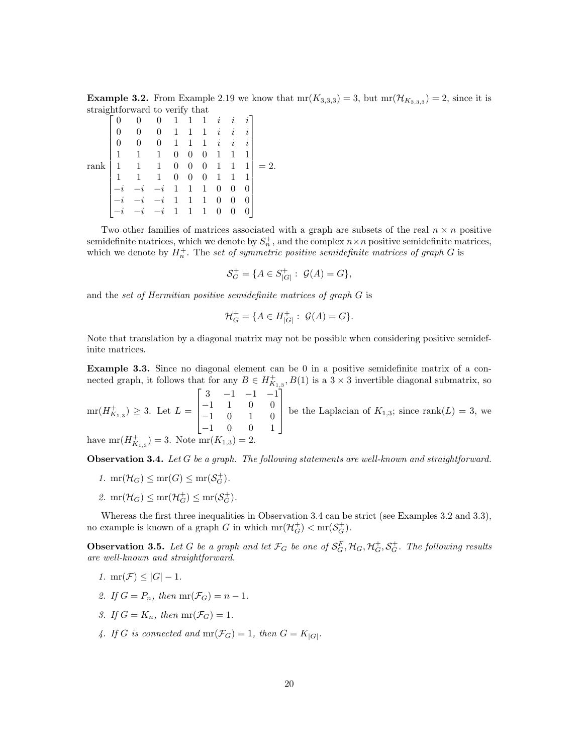**Example 3.2.** From Example 2.19 we know that $\mathrm{mr}(K_{3,3,3}) = 3$, but $\mathrm{mr}(\mathcal{H}_{K_{3,3,3}}) = 2$, since it is straightforward to verify that

$$\mathrm{rank}\begin{bmatrix} 0 & 0 & 0 & 1 & 1 & 1 & i & i & i \\ 0 & 0 & 0 & 1 & 1 & 1 & i & i & i \\ 0 & 0 & 0 & 1 & 1 & 1 & i & i & i \\ 1 & 1 & 1 & 0 & 0 & 0 & 1 & 1 & 1 \\ 1 & 1 & 1 & 0 & 0 & 0 & 1 & 1 & 1 \\ 1 & 1 & 1 & 0 & 0 & 0 & 1 & 1 & 1 \\ -i & -i & -i & 1 & 1 & 1 & 0 & 0 & 0 \\ -i & -i & -i & 1 & 1 & 1 & 0 & 0 & 0 \\ -i & -i & -i & 1 & 1 & 1 & 0 & 0 & 0 \end{bmatrix} = 2.$$

Two other families of matrices associated with a graph are subsets of the real $n \times n$ positive semidefinite matrices, which we denote by $S_n^+$, and the complex $n \times n$ positive semidefinite matrices, which we denote by $H_n^+$. The *set of symmetric positive semidefinite matrices of graph* $G$ is

$$\mathcal{S}_G^+ = \{A \in S_{|G|}^+ : \ \mathcal{G}(A) = G\},$$

and the *set of Hermitian positive semidefinite matrices of graph* $G$ is

$$\mathcal{H}_G^+ = \{A \in H_{|G|}^+ : \ \mathcal{G}(A) = G\}.$$

Note that translation by a diagonal matrix may not be possible when considering positive semidefinite matrices.

**Example 3.3.** Since no diagonal element can be 0 in a positive semidefinite matrix of a connected graph, it follows that for any $B \in H_{K_{1,3}}^+$, $B(1)$ is a $3 \times 3$ invertible diagonal submatrix, so $\mathrm{mr}(H_{K_{1,3}}^+) \geq 3$. Let $L = \begin{bmatrix} 3 & -1 & -1 & -1 \\ -1 & 1 & 0 & 0 \\ -1 & 0 & 1 & 0 \\ -1 & 0 & 0 & 1 \end{bmatrix}$ be the Laplacian of $K_{1,3}$; since $\mathrm{rank}(L) = 3$, we have $\mathrm{mr}(H_{K_{1,3}}^+) = 3$. Note $\mathrm{mr}(K_{1,3}) = 2$.

**Observation 3.4.** *Let $G$ be a graph. The following statements are well-known and straightforward.*

1. $\mathrm{mr}(\mathcal{H}_G) \leq \mathrm{mr}(G) \leq \mathrm{mr}(\mathcal{S}_G^+)$.
2. $\mathrm{mr}(\mathcal{H}_G) \leq \mathrm{mr}(\mathcal{H}_G^+) \leq \mathrm{mr}(\mathcal{S}_G^+)$.

Whereas the first three inequalities in Observation 3.4 can be strict (see Examples 3.2 and 3.3), no example is known of a graph $G$ in which $\mathrm{mr}(\mathcal{H}_G^+) < \mathrm{mr}(\mathcal{S}_G^+)$.

**Observation 3.5.** *Let $G$ be a graph and let $\mathcal{F}_G$ be one of $\mathcal{S}_G^F, \mathcal{H}_G, \mathcal{H}_G^+, \mathcal{S}_G^+$. The following results are well-known and straightforward.*

1. $\mathrm{mr}(\mathcal{F}) \leq |G| - 1$.
2. *If $G = P_n$, then* $\mathrm{mr}(\mathcal{F}_G) = n - 1$.
3. *If $G = K_n$, then* $\mathrm{mr}(\mathcal{F}_G) = 1$.
4. *If $G$ is connected and $\mathrm{mr}(\mathcal{F}_G) = 1$, then $G = K_{|G|}$.*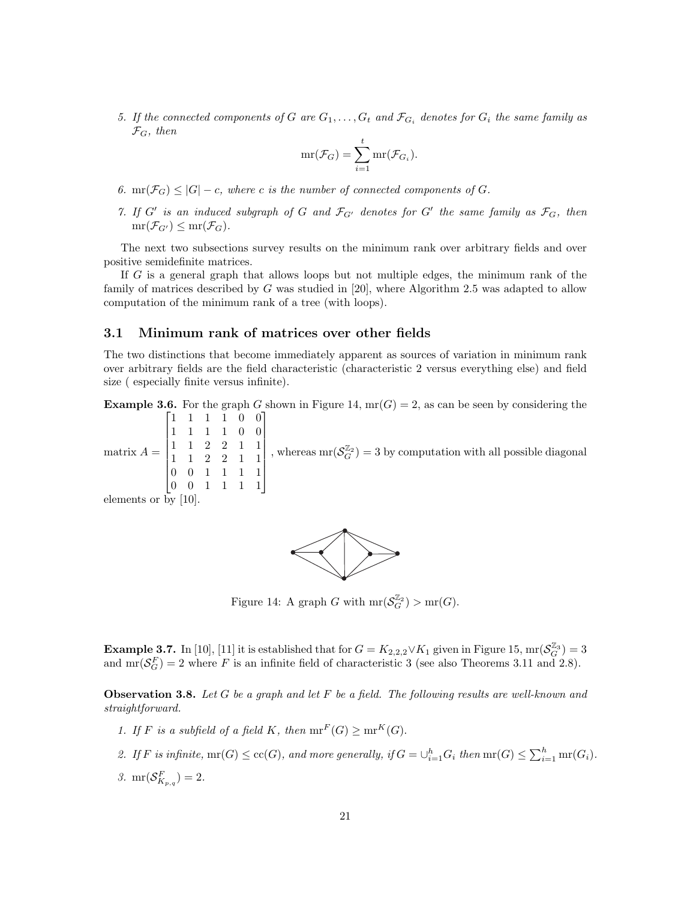5. *If the connected components of $G$ are $G_1, \ldots, G_t$ and $\mathcal{F}_{G_i}$ denotes for $G_i$ the same family as $\mathcal{F}_G$, then*

$$\operatorname{mr}(\mathcal{F}_G) = \sum_{i=1}^{t} \operatorname{mr}(\mathcal{F}_{G_i}).$$

6. $\operatorname{mr}(\mathcal{F}_G) \leq |G| - c$*, where $c$ is the number of connected components of $G$.*

7. *If $G'$ is an induced subgraph of $G$ and $\mathcal{F}_{G'}$ denotes for $G'$ the same family as $\mathcal{F}_G$, then* $\operatorname{mr}(\mathcal{F}_{G'}) \leq \operatorname{mr}(\mathcal{F}_G)$.

The next two subsections survey results on the minimum rank over arbitrary fields and over positive semidefinite matrices.

If $G$ is a general graph that allows loops but not multiple edges, the minimum rank of the family of matrices described by $G$ was studied in [20], where Algorithm 2.5 was adapted to allow computation of the minimum rank of a tree (with loops).

## 3.1 Minimum rank of matrices over other fields

The two distinctions that become immediately apparent as sources of variation in minimum rank over arbitrary fields are the field characteristic (characteristic 2 versus everything else) and field size ( especially finite versus infinite).

**Example 3.6.** For the graph $G$ shown in Figure 14, $\operatorname{mr}(G) = 2$, as can be seen by considering the matrix $A = \begin{bmatrix} 1 & 1 & 1 & 1 & 0 & 0 \\ 1 & 1 & 1 & 1 & 0 & 0 \\ 1 & 1 & 2 & 2 & 1 & 1 \\ 1 & 1 & 2 & 2 & 1 & 1 \\ 0 & 0 & 1 & 1 & 1 & 1 \\ 0 & 0 & 1 & 1 & 1 & 1 \end{bmatrix}$, whereas $\operatorname{mr}(\mathcal{S}_G^{\mathbb{Z}_2}) = 3$ by computation with all possible diagonal elements or by [10].

Figure 14: A graph $G$ with $\operatorname{mr}(\mathcal{S}_G^{\mathbb{Z}_2}) > \operatorname{mr}(G)$.

**Example 3.7.** In [10], [11] it is established that for $G = K_{2,2,2} \vee K_1$ given in Figure 15, $\operatorname{mr}(\mathcal{S}_G^{\mathbb{Z}_3}) = 3$ and $\operatorname{mr}(\mathcal{S}_G^F) = 2$ where $F$ is an infinite field of characteristic 3 (see also Theorems 3.11 and 2.8).

**Observation 3.8.** *Let $G$ be a graph and let $F$ be a field. The following results are well-known and straightforward.*

1. *If $F$ is a subfield of a field $K$, then* $\operatorname{mr}^F(G) \geq \operatorname{mr}^K(G)$.

2. *If $F$ is infinite,* $\operatorname{mr}(G) \leq \operatorname{cc}(G)$*, and more generally, if* $G = \cup_{i=1}^{h} G_i$ *then* $\operatorname{mr}(G) \leq \sum_{i=1}^{h} \operatorname{mr}(G_i)$.

3. $\operatorname{mr}(\mathcal{S}_{K_{p,q}}^F) = 2$.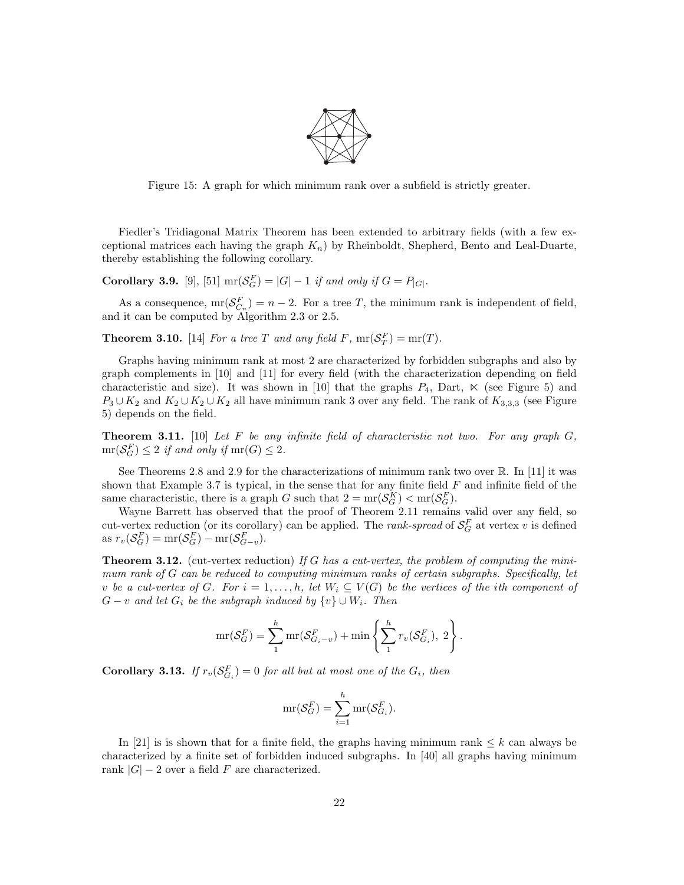Figure 15: A graph for which minimum rank over a subfield is strictly greater.

Fiedler's Tridiagonal Matrix Theorem has been extended to arbitrary fields (with a few exceptional matrices each having the graph $K_n$) by Rheinboldt, Shepherd, Bento and Leal-Duarte, thereby establishing the following corollary.

**Corollary 3.9.** [9], [51] *$\mathrm{mr}(\mathcal{S}_G^F) = |G| - 1$ if and only if $G = P_{|G|}$.*

As a consequence, $\mathrm{mr}(\mathcal{S}_{C_n}^F) = n - 2$. For a tree $T$, the minimum rank is independent of field, and it can be computed by Algorithm 2.3 or 2.5.

**Theorem 3.10.** [14] *For a tree $T$ and any field $F$, $\mathrm{mr}(\mathcal{S}_T^F) = \mathrm{mr}(T)$.*

Graphs having minimum rank at most 2 are characterized by forbidden subgraphs and also by graph complements in [10] and [11] for every field (with the characterization depending on field characteristic and size). It was shown in [10] that the graphs $P_4$, Dart, $\ltimes$ (see Figure 5) and $P_3 \cup K_2$ and $K_2 \cup K_2 \cup K_2$ all have minimum rank 3 over any field. The rank of $K_{3,3,3}$ (see Figure 5) depends on the field.

**Theorem 3.11.** [10] *Let $F$ be any infinite field of characteristic not two. For any graph $G$, $\mathrm{mr}(\mathcal{S}_G^F) \leq 2$ if and only if $\mathrm{mr}(G) \leq 2$.*

See Theorems 2.8 and 2.9 for the characterizations of minimum rank two over $\mathbb{R}$. In [11] it was shown that Example 3.7 is typical, in the sense that for any finite field $F$ and infinite field of the same characteristic, there is a graph $G$ such that $2 = \mathrm{mr}(\mathcal{S}_G^K) < \mathrm{mr}(\mathcal{S}_G^F)$.

Wayne Barrett has observed that the proof of Theorem 2.11 remains valid over any field, so cut-vertex reduction (or its corollary) can be applied. The *rank-spread* of $\mathcal{S}_G^F$ at vertex $v$ is defined as $r_v(\mathcal{S}_G^F) = \mathrm{mr}(\mathcal{S}_G^F) - \mathrm{mr}(\mathcal{S}_{G-v}^F)$.

**Theorem 3.12.** (cut-vertex reduction) *If $G$ has a cut-vertex, the problem of computing the minimum rank of $G$ can be reduced to computing minimum ranks of certain subgraphs. Specifically, let $v$ be a cut-vertex of $G$. For $i = 1, \ldots, h$, let $W_i \subseteq V(G)$ be the vertices of the $i$th component of $G - v$ and let $G_i$ be the subgraph induced by $\{v\} \cup W_i$. Then*

$$\mathrm{mr}(\mathcal{S}_G^F) = \sum_1^h \mathrm{mr}(\mathcal{S}_{G_i - v}^F) + \min\left\{ \sum_1^h r_v(\mathcal{S}_{G_i}^F),\ 2 \right\}.$$

**Corollary 3.13.** *If $r_v(\mathcal{S}_{G_i}^F) = 0$ for all but at most one of the $G_i$, then*

$$\mathrm{mr}(\mathcal{S}_G^F) = \sum_{i=1}^h \mathrm{mr}(\mathcal{S}_{G_i}^F).$$

In [21] is is shown that for a finite field, the graphs having minimum rank $\leq k$ can always be characterized by a finite set of forbidden induced subgraphs. In [40] all graphs having minimum rank $|G| - 2$ over a field $F$ are characterized.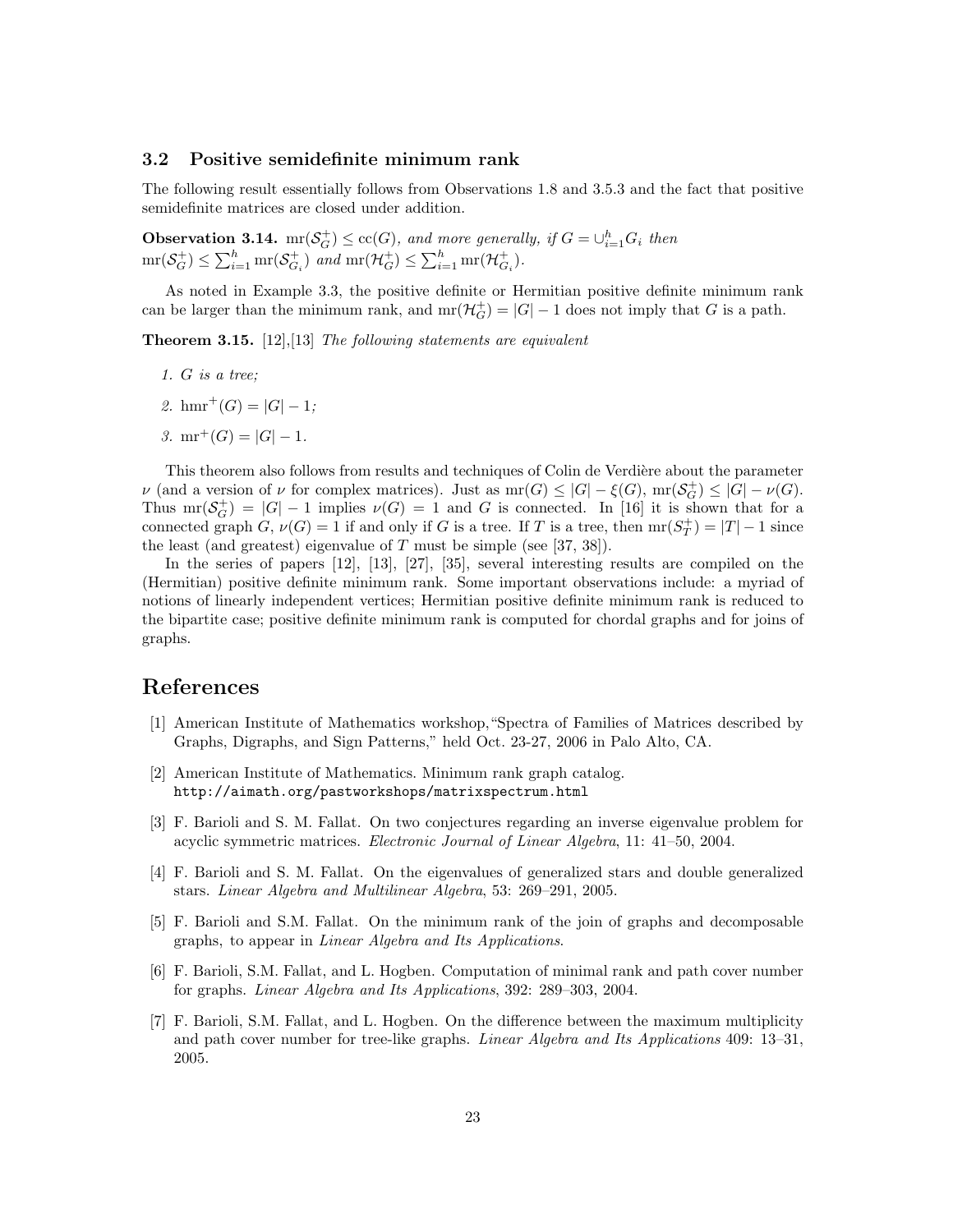### 3.2 Positive semidefinite minimum rank

The following result essentially follows from Observations 1.8 and 3.5.3 and the fact that positive semidefinite matrices are closed under addition.

**Observation 3.14.** *$\mathrm{mr}(\mathcal{S}_G^+) \leq \mathrm{cc}(G)$, and more generally, if $G = \cup_{i=1}^h G_i$ then $\mathrm{mr}(\mathcal{S}_G^+) \leq \sum_{i=1}^h \mathrm{mr}(\mathcal{S}_{G_i}^+)$ and $\mathrm{mr}(\mathcal{H}_G^+) \leq \sum_{i=1}^h \mathrm{mr}(\mathcal{H}_{G_i}^+)$.*

As noted in Example 3.3, the positive definite or Hermitian positive definite minimum rank can be larger than the minimum rank, and $\mathrm{mr}(\mathcal{H}_G^+) = |G| - 1$ does not imply that $G$ is a path.

**Theorem 3.15.** [12],[13] *The following statements are equivalent*

1. *$G$ is a tree;*
2. *$\mathrm{hmr}^+(G) = |G| - 1$;*
3. *$\mathrm{mr}^+(G) = |G| - 1$.*

This theorem also follows from results and techniques of Colin de Verdière about the parameter $\nu$ (and a version of $\nu$ for complex matrices). Just as $\mathrm{mr}(G) \leq |G| - \xi(G)$, $\mathrm{mr}(\mathcal{S}_G^+) \leq |G| - \nu(G)$. Thus $\mathrm{mr}(\mathcal{S}_G^+) = |G| - 1$ implies $\nu(G) = 1$ and $G$ is connected. In [16] it is shown that for a connected graph $G$, $\nu(G) = 1$ if and only if $G$ is a tree. If $T$ is a tree, then $\mathrm{mr}(S_T^+) = |T| - 1$ since the least (and greatest) eigenvalue of $T$ must be simple (see [37, 38]).

In the series of papers [12], [13], [27], [35], several interesting results are compiled on the (Hermitian) positive definite minimum rank. Some important observations include: a myriad of notions of linearly independent vertices; Hermitian positive definite minimum rank is reduced to the bipartite case; positive definite minimum rank is computed for chordal graphs and for joins of graphs.

# References

[1] American Institute of Mathematics workshop,"Spectra of Families of Matrices described by Graphs, Digraphs, and Sign Patterns," held Oct. 23-27, 2006 in Palo Alto, CA.

[2] American Institute of Mathematics. Minimum rank graph catalog. `http://aimath.org/pastworkshops/matrixspectrum.html`

[3] F. Barioli and S. M. Fallat. On two conjectures regarding an inverse eigenvalue problem for acyclic symmetric matrices. *Electronic Journal of Linear Algebra*, 11: 41–50, 2004.

[4] F. Barioli and S. M. Fallat. On the eigenvalues of generalized stars and double generalized stars. *Linear Algebra and Multilinear Algebra*, 53: 269–291, 2005.

[5] F. Barioli and S.M. Fallat. On the minimum rank of the join of graphs and decomposable graphs, to appear in *Linear Algebra and Its Applications*.

[6] F. Barioli, S.M. Fallat, and L. Hogben. Computation of minimal rank and path cover number for graphs. *Linear Algebra and Its Applications*, 392: 289–303, 2004.

[7] F. Barioli, S.M. Fallat, and L. Hogben. On the difference between the maximum multiplicity and path cover number for tree-like graphs. *Linear Algebra and Its Applications* 409: 13–31, 2005.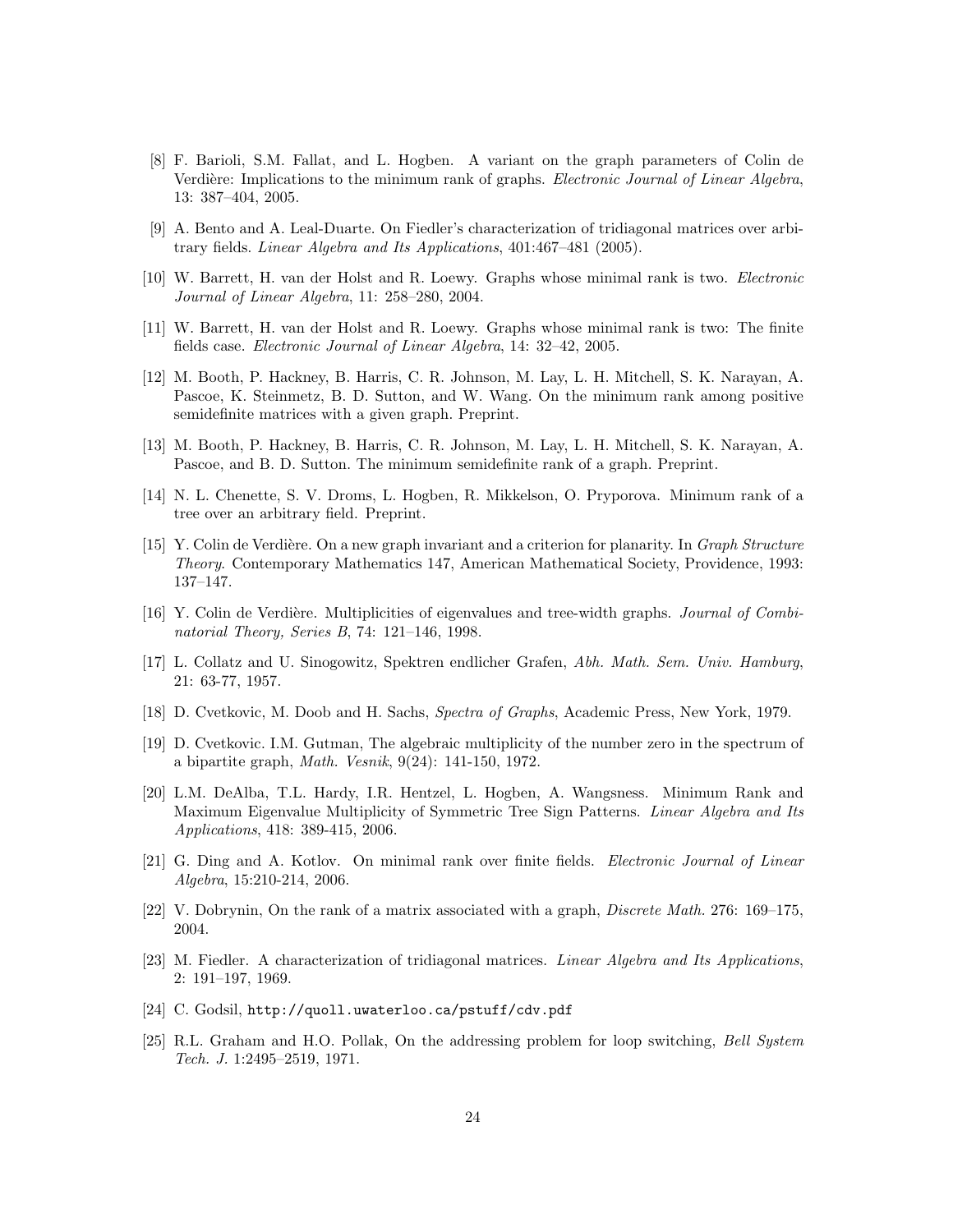[8] F. Barioli, S.M. Fallat, and L. Hogben. A variant on the graph parameters of Colin de Verdière: Implications to the minimum rank of graphs. *Electronic Journal of Linear Algebra*, 13: 387–404, 2005.

[9] A. Bento and A. Leal-Duarte. On Fiedler's characterization of tridiagonal matrices over arbitrary fields. *Linear Algebra and Its Applications*, 401:467–481 (2005).

[10] W. Barrett, H. van der Holst and R. Loewy. Graphs whose minimal rank is two. *Electronic Journal of Linear Algebra*, 11: 258–280, 2004.

[11] W. Barrett, H. van der Holst and R. Loewy. Graphs whose minimal rank is two: The finite fields case. *Electronic Journal of Linear Algebra*, 14: 32–42, 2005.

[12] M. Booth, P. Hackney, B. Harris, C. R. Johnson, M. Lay, L. H. Mitchell, S. K. Narayan, A. Pascoe, K. Steinmetz, B. D. Sutton, and W. Wang. On the minimum rank among positive semidefinite matrices with a given graph. Preprint.

[13] M. Booth, P. Hackney, B. Harris, C. R. Johnson, M. Lay, L. H. Mitchell, S. K. Narayan, A. Pascoe, and B. D. Sutton. The minimum semidefinite rank of a graph. Preprint.

[14] N. L. Chenette, S. V. Droms, L. Hogben, R. Mikkelson, O. Pryporova. Minimum rank of a tree over an arbitrary field. Preprint.

[15] Y. Colin de Verdière. On a new graph invariant and a criterion for planarity. In *Graph Structure Theory*. Contemporary Mathematics 147, American Mathematical Society, Providence, 1993: 137–147.

[16] Y. Colin de Verdière. Multiplicities of eigenvalues and tree-width graphs. *Journal of Combinatorial Theory, Series B*, 74: 121–146, 1998.

[17] L. Collatz and U. Sinogowitz, Spektren endlicher Grafen, *Abh. Math. Sem. Univ. Hamburg*, 21: 63-77, 1957.

[18] D. Cvetkovic, M. Doob and H. Sachs, *Spectra of Graphs*, Academic Press, New York, 1979.

[19] D. Cvetkovic. I.M. Gutman, The algebraic multiplicity of the number zero in the spectrum of a bipartite graph, *Math. Vesnik*, 9(24): 141-150, 1972.

[20] L.M. DeAlba, T.L. Hardy, I.R. Hentzel, L. Hogben, A. Wangsness. Minimum Rank and Maximum Eigenvalue Multiplicity of Symmetric Tree Sign Patterns. *Linear Algebra and Its Applications*, 418: 389-415, 2006.

[21] G. Ding and A. Kotlov. On minimal rank over finite fields. *Electronic Journal of Linear Algebra*, 15:210-214, 2006.

[22] V. Dobrynin, On the rank of a matrix associated with a graph, *Discrete Math.* 276: 169–175, 2004.

[23] M. Fiedler. A characterization of tridiagonal matrices. *Linear Algebra and Its Applications*, 2: 191–197, 1969.

[24] C. Godsil, `http://quoll.uwaterloo.ca/pstuff/cdv.pdf`

[25] R.L. Graham and H.O. Pollak, On the addressing problem for loop switching, *Bell System Tech. J.* 1:2495–2519, 1971.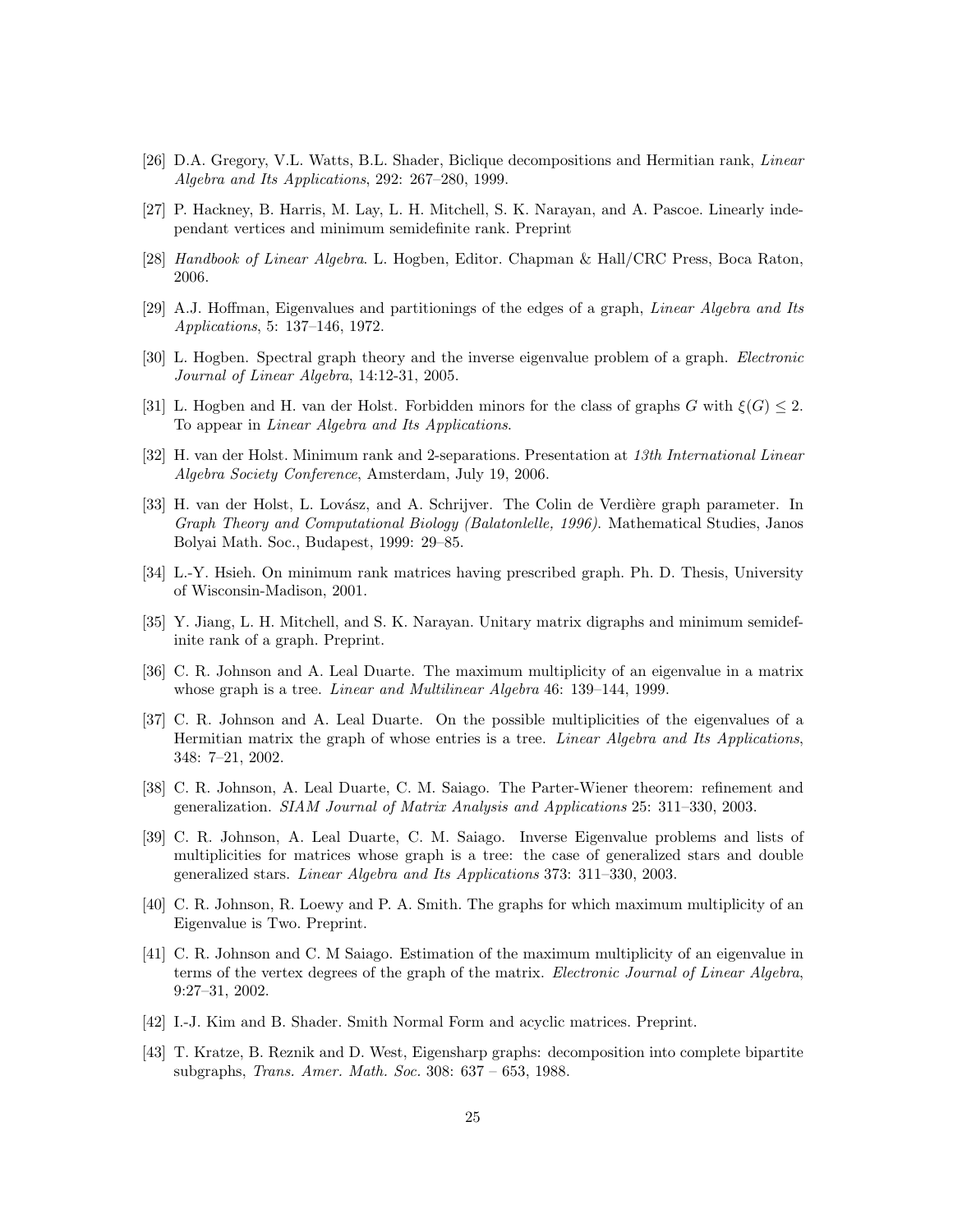[26] D.A. Gregory, V.L. Watts, B.L. Shader, Biclique decompositions and Hermitian rank, *Linear Algebra and Its Applications*, 292: 267–280, 1999.

[27] P. Hackney, B. Harris, M. Lay, L. H. Mitchell, S. K. Narayan, and A. Pascoe. Linearly independant vertices and minimum semidefinite rank. Preprint

[28] *Handbook of Linear Algebra*. L. Hogben, Editor. Chapman & Hall/CRC Press, Boca Raton, 2006.

[29] A.J. Hoffman, Eigenvalues and partitionings of the edges of a graph, *Linear Algebra and Its Applications*, 5: 137–146, 1972.

[30] L. Hogben. Spectral graph theory and the inverse eigenvalue problem of a graph. *Electronic Journal of Linear Algebra*, 14:12-31, 2005.

[31] L. Hogben and H. van der Holst. Forbidden minors for the class of graphs $G$ with $\xi(G) \leq 2$. To appear in *Linear Algebra and Its Applications*.

[32] H. van der Holst. Minimum rank and 2-separations. Presentation at *13th International Linear Algebra Society Conference*, Amsterdam, July 19, 2006.

[33] H. van der Holst, L. Lovász, and A. Schrijver. The Colin de Verdière graph parameter. In *Graph Theory and Computational Biology (Balatonlelle, 1996)*. Mathematical Studies, Janos Bolyai Math. Soc., Budapest, 1999: 29–85.

[34] L.-Y. Hsieh. On minimum rank matrices having prescribed graph. Ph. D. Thesis, University of Wisconsin-Madison, 2001.

[35] Y. Jiang, L. H. Mitchell, and S. K. Narayan. Unitary matrix digraphs and minimum semidefinite rank of a graph. Preprint.

[36] C. R. Johnson and A. Leal Duarte. The maximum multiplicity of an eigenvalue in a matrix whose graph is a tree. *Linear and Multilinear Algebra* 46: 139–144, 1999.

[37] C. R. Johnson and A. Leal Duarte. On the possible multiplicities of the eigenvalues of a Hermitian matrix the graph of whose entries is a tree. *Linear Algebra and Its Applications*, 348: 7–21, 2002.

[38] C. R. Johnson, A. Leal Duarte, C. M. Saiago. The Parter-Wiener theorem: refinement and generalization. *SIAM Journal of Matrix Analysis and Applications* 25: 311–330, 2003.

[39] C. R. Johnson, A. Leal Duarte, C. M. Saiago. Inverse Eigenvalue problems and lists of multiplicities for matrices whose graph is a tree: the case of generalized stars and double generalized stars. *Linear Algebra and Its Applications* 373: 311–330, 2003.

[40] C. R. Johnson, R. Loewy and P. A. Smith. The graphs for which maximum multiplicity of an Eigenvalue is Two. Preprint.

[41] C. R. Johnson and C. M Saiago. Estimation of the maximum multiplicity of an eigenvalue in terms of the vertex degrees of the graph of the matrix. *Electronic Journal of Linear Algebra*, 9:27–31, 2002.

[42] I.-J. Kim and B. Shader. Smith Normal Form and acyclic matrices. Preprint.

[43] T. Kratze, B. Reznik and D. West, Eigensharp graphs: decomposition into complete bipartite subgraphs, *Trans. Amer. Math. Soc.* 308: 637 – 653, 1988.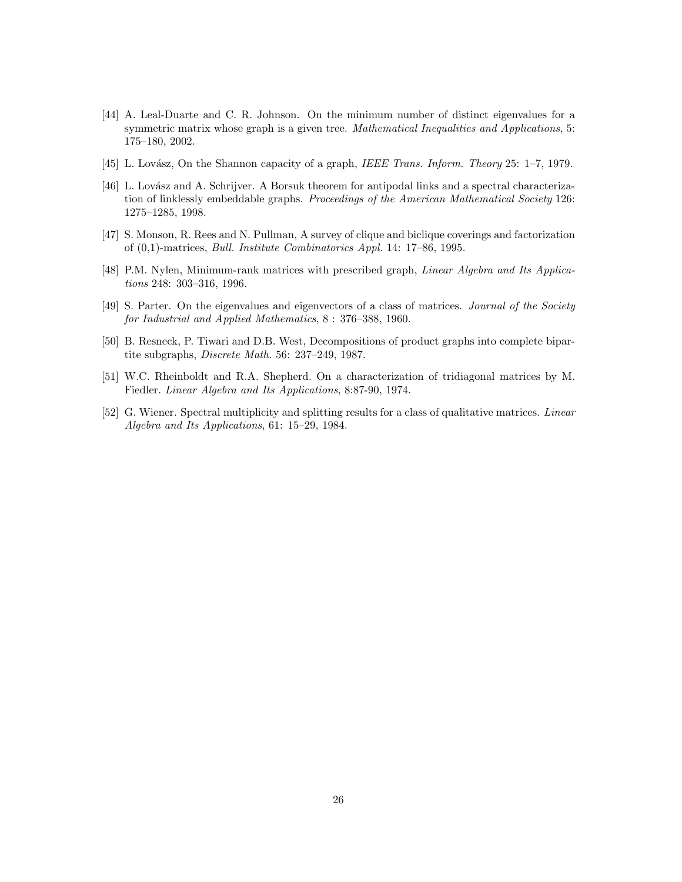[44] A. Leal-Duarte and C. R. Johnson. On the minimum number of distinct eigenvalues for a symmetric matrix whose graph is a given tree. *Mathematical Inequalities and Applications*, 5: 175–180, 2002.

[45] L. Lovász, On the Shannon capacity of a graph, *IEEE Trans. Inform. Theory* 25: 1–7, 1979.

[46] L. Lovász and A. Schrijver. A Borsuk theorem for antipodal links and a spectral characterization of linklessly embeddable graphs. *Proceedings of the American Mathematical Society* 126: 1275–1285, 1998.

[47] S. Monson, R. Rees and N. Pullman, A survey of clique and biclique coverings and factorization of (0,1)-matrices, *Bull. Institute Combinatorics Appl.* 14: 17–86, 1995.

[48] P.M. Nylen, Minimum-rank matrices with prescribed graph, *Linear Algebra and Its Applications* 248: 303–316, 1996.

[49] S. Parter. On the eigenvalues and eigenvectors of a class of matrices. *Journal of the Society for Industrial and Applied Mathematics*, 8 : 376–388, 1960.

[50] B. Resneck, P. Tiwari and D.B. West, Decompositions of product graphs into complete bipartite subgraphs, *Discrete Math.* 56: 237–249, 1987.

[51] W.C. Rheinboldt and R.A. Shepherd. On a characterization of tridiagonal matrices by M. Fiedler. *Linear Algebra and Its Applications*, 8:87-90, 1974.

[52] G. Wiener. Spectral multiplicity and splitting results for a class of qualitative matrices. *Linear Algebra and Its Applications*, 61: 15–29, 1984.